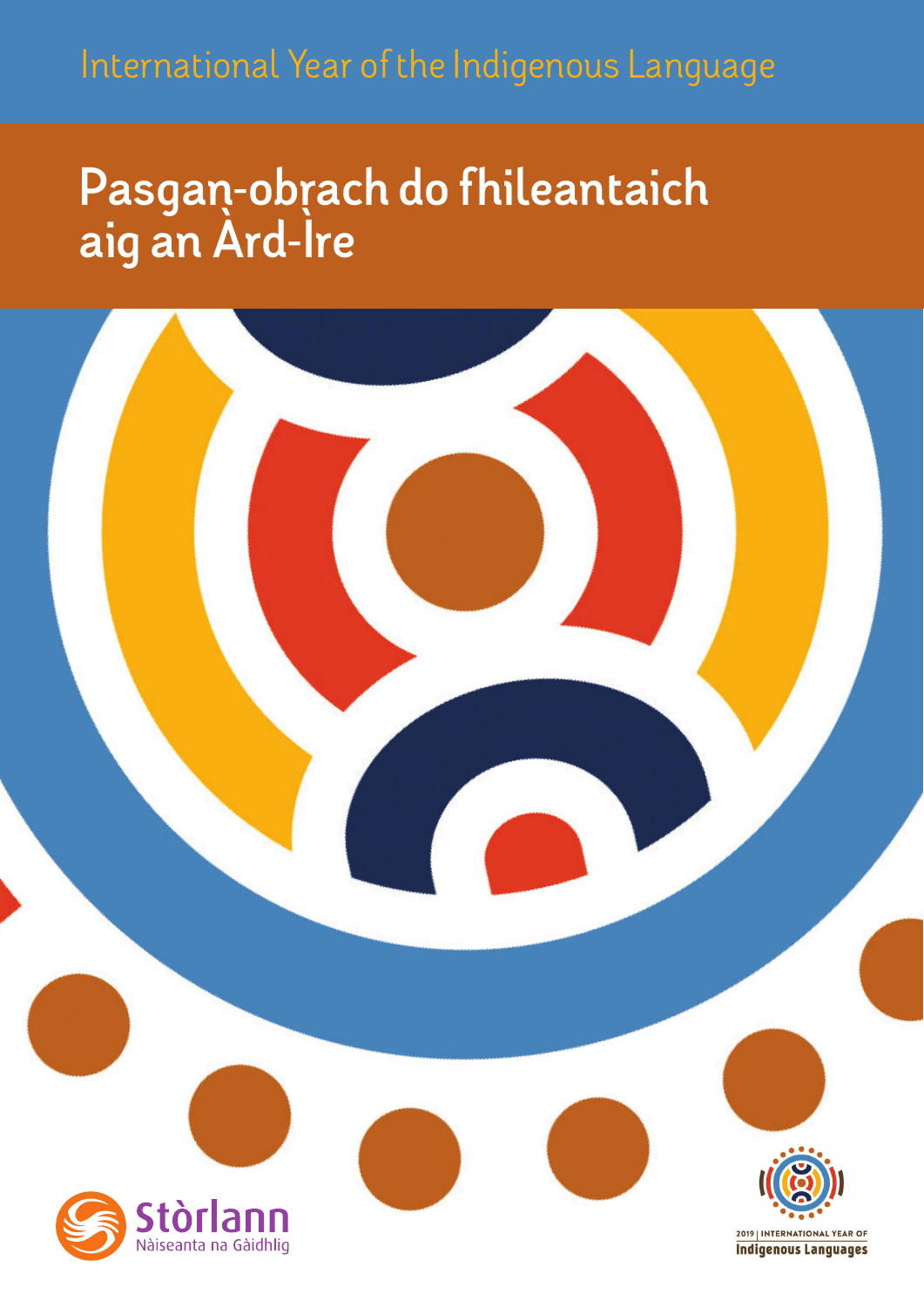International Year of the Indigenous Language

# Pasgan-obrach do fhileantaich aig an Àrd-Ìre

Stòrlann Nàiseanta na Gàidhlig

2019 | INTERNATIONAL YEAR OF Indigenous Languages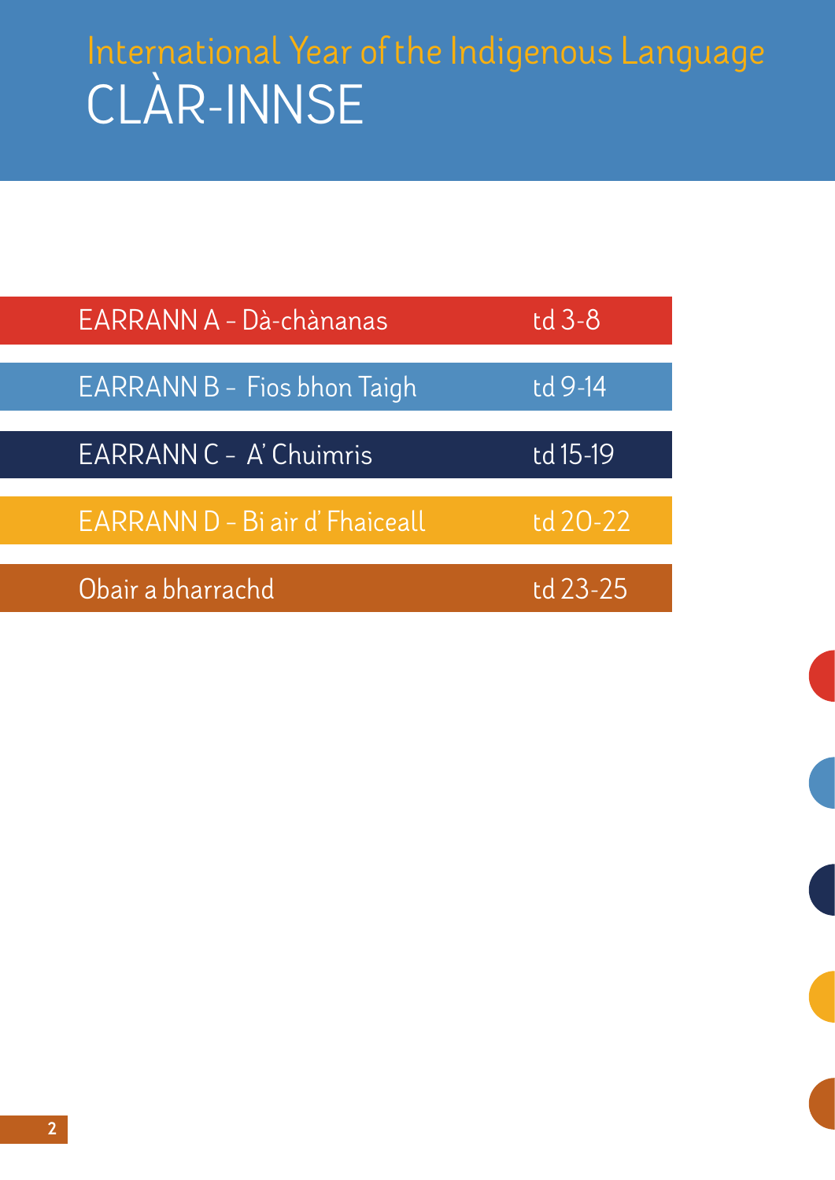International Year of the Indigenous Language

# CLÀR-INNSE

| | |
|---|---|
| EARRANN A – Dà-chànanas | td 3-8 |
| EARRANN B – Fios bhon Taigh | td 9-14 |
| EARRANN C – A' Chuimris | td 15-19 |
| EARRANN D – Bi air d' Fhaiceall | td 20-22 |
| Obair a bharrachd | td 23-25 |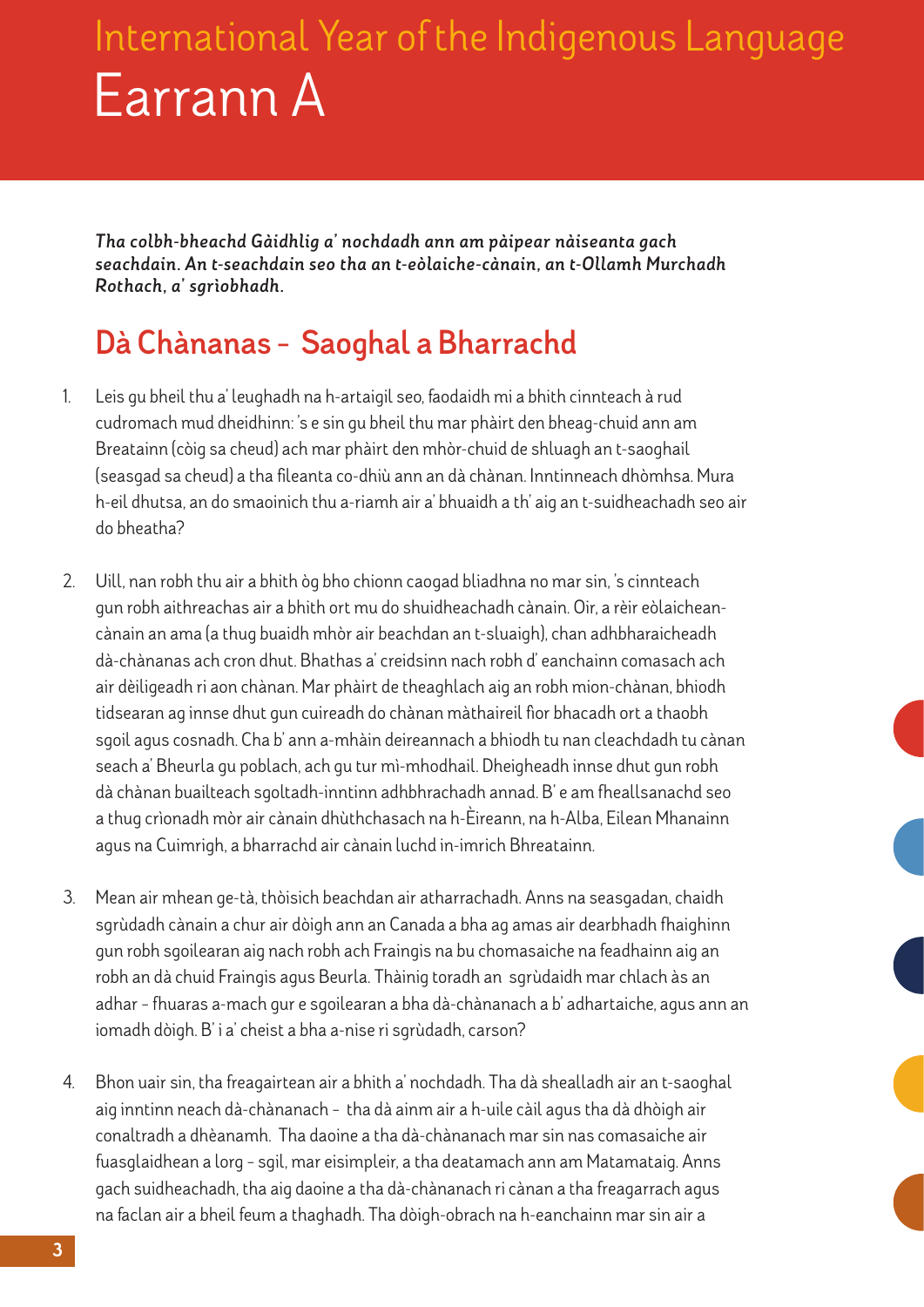# International Year of the Indigenous Language

# Earrann A

***Tha colbh-bheachd Gàidhlig a' nochdadh ann am pàipear nàiseanta gach seachdain. An t-seachdain seo tha an t-eòlaiche-cànain, an t-Ollamh Murchadh Rothach, a' sgrìobhadh.***

## Dà Chànanas – Saoghal a Bharrachd

1. Leis gu bheil thu a' leughadh na h-artaigil seo, faodaidh mi a bhith cinnteach à rud cudromach mud dheidhinn: 's e sin gu bheil thu mar phàirt den bheag-chuid ann am Breatainn (còig sa cheud) ach mar phàirt den mhòr-chuid de shluagh an t-saoghail (seasgad sa cheud) a tha fileanta co-dhiù ann an dà chànan. Inntinneach dhòmhsa. Mura h-eil dhutsa, an do smaoinich thu a-riamh air a' bhuaidh a th' aig an t-suidheachadh seo air do bheatha?

2. Uill, nan robh thu air a bhith òg bho chionn caogad bliadhna no mar sin, 's cinnteach gun robh aithreachas air a bhith ort mu do shuidheachadh cànain. Oir, a rèir eòlaichean-cànain an ama (a thug buaidh mhòr air beachdan an t-sluaigh), chan adhbharaicheadh dà-chànanas ach cron dhut. Bhathas a' creidsinn nach robh d' eanchainn comasach ach air dèiligeadh ri aon chànan. Mar phàirt de theaghlach aig an robh mion-chànan, bhiodh tidsearan ag innse dhut gun cuireadh do chànan màthaireil fìor bhacadh ort a thaobh sgoil agus cosnadh. Cha b' ann a-mhàin deireannach a bhiodh tu nan cleachdadh tu cànan seach a' Bheurla gu poblach, ach gu tur mì-mhodhail. Dheigheadh innse dhut gun robh dà chànan buailteach sgoltadh-inntinn adhbhrachadh annad. B' e am fheallsanachd seo a thug crìonadh mòr air cànain dhùthchasach na h-Èireann, na h-Alba, Eilean Mhanainn agus na Cuimrigh, a bharrachd air cànain luchd in-imrich Bhreatainn.

3. Mean air mhean ge-tà, thòisich beachdan air atharrachadh. Anns na seasgadan, chaidh sgrùdadh cànain a chur air dòigh ann an Canada a bha ag amas air dearbhadh fhaighinn gun robh sgoilearan aig nach robh ach Fraingis na bu chomasaiche na feadhainn aig an robh an dà chuid Fraingis agus Beurla. Thàinig toradh an sgrùdaidh mar chlach às an adhar – fhuaras a-mach gur e sgoilearan a bha dà-chànanach a b' adhartaiche, agus ann an iomadh dòigh. B' i a' cheist a bha a-nise ri sgrùdadh, carson?

4. Bhon uair sin, tha freagairtean air a bhith a' nochdadh. Tha dà shealladh air an t-saoghal aig inntinn neach dà-chànanach – tha dà ainm air a h-uile càil agus tha dà dhòigh air conaltradh a dhèanamh. Tha daoine a tha dà-chànanach mar sin nas comasaiche air fuasglaidhean a lorg – sgil, mar eisimpleir, a tha deatamach ann am Matamataig. Anns gach suidheachadh, tha aig daoine a tha dà-chànanach ri cànan a tha freagarrach agus na faclan air a bheil feum a thaghadh. Tha dòigh-obrach na h-eanchainn mar sin air a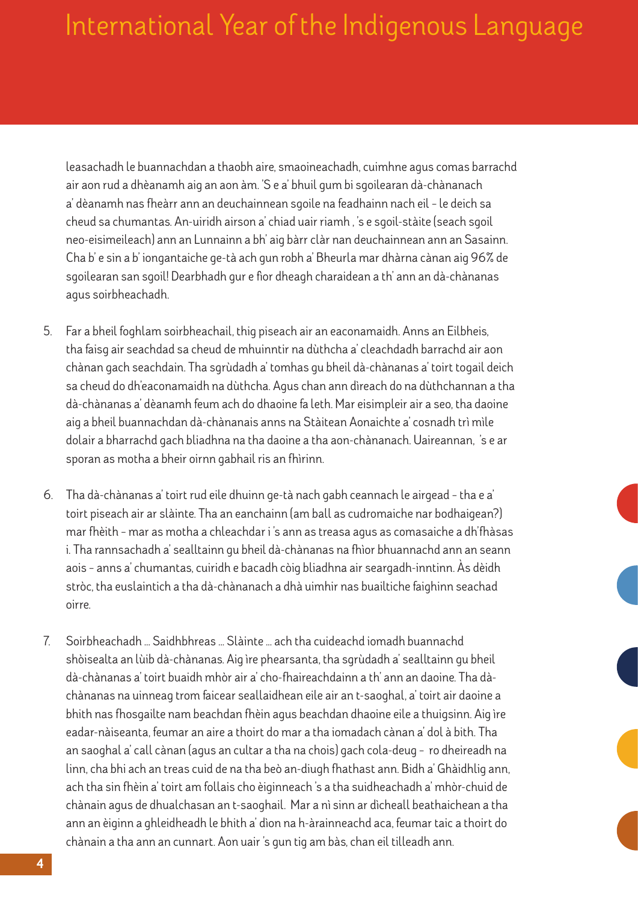leasachadh le buannachdan a thaobh aire, smaoineachadh, cuimhne agus comas barrachd air aon rud a dhèanamh aig an aon àm. 'S e a' bhuil gum bi sgoilearan dà-chànanach a' dèanamh nas fheàrr ann an deuchainnean sgoile na feadhainn nach eil – le deich sa cheud sa chumantas. An-uiridh airson a' chiad uair riamh , 's e sgoil-stàite (seach sgoil neo-eisimeileach) ann an Lunnainn a bh' aig bàrr clàr nan deuchainnean ann an Sasainn. Cha b' e sin a b' iongantaiche ge-tà ach gun robh a' Bheurla mar dhàrna cànan aig 96% de sgoilearan san sgoil! Dearbhadh gur e fìor dheagh charaidean a th' ann an dà-chànanas agus soirbheachadh.

5. Far a bheil foghlam soirbheachail, thig piseach air an eaconamaidh. Anns an Eilbheis, tha faisg air seachdad sa cheud de mhuinntir na dùthcha a' cleachdadh barrachd air aon chànan gach seachdain. Tha sgrùdadh a' tomhas gu bheil dà-chànanas a' toirt togail deich sa cheud do dh'eaconamaidh na dùthcha. Agus chan ann dìreach do na dùthchannan a tha dà-chànanas a' dèanamh feum ach do dhaoine fa leth. Mar eisimpleir air a seo, tha daoine aig a bheil buannachdan dà-chànanais anns na Stàitean Aonaichte a' cosnadh trì mìle dolair a bharrachd gach bliadhna na tha daoine a tha aon-chànanach. Uaireannan, 's e ar sporan as motha a bheir oirnn gabhail ris an fhìrinn.

6. Tha dà-chànanas a' toirt rud eile dhuinn ge-tà nach gabh ceannach le airgead – tha e a' toirt piseach air ar slàinte. Tha an eanchainn (am ball as cudromaiche nar bodhaigean?) mar fhèith – mar as motha a chleachdar i 's ann as treasa agus as comasaiche a dh'fhàsas i. Tha rannsachadh a' sealltainn gu bheil dà-chànanas na fhìor bhuannachd ann an seann aois – anns a' chumantas, cuiridh e bacadh còig bliadhna air seargadh-inntinn. Às dèidh stròc, tha euslaintich a tha dà-chànanach a dhà uimhir nas buailtiche faighinn seachad oirre.

7. Soirbheachadh ... Saidhbhreas ... Slàinte ... ach tha cuideachd iomadh buannachd shòisealta an lùib dà-chànanas. Aig ìre phearsanta, tha sgrùdadh a' sealltainn gu bheil dà-chànanas a' toirt buaidh mhòr air a' cho-fhaireachdainn a th' ann an daoine. Tha dà-chànanas na uinneag trom faicear seallaidhean eile air an t-saoghal, a' toirt air daoine a bhith nas fhosgailte nam beachdan fhèin agus beachdan dhaoine eile a thuigsinn. Aig ìre eadar-nàiseanta, feumar an aire a thoirt do mar a tha iomadach cànan a' dol à bith. Tha an saoghal a' call cànan (agus an cultar a tha na chois) gach cola-deug – ro dheireadh na linn, cha bhi ach an treas cuid de na tha beò an-diugh fhathast ann. Bidh a' Ghàidhlig ann, ach tha sin fhèin a' toirt am follais cho èiginneach 's a tha suidheachadh a' mhòr-chuid de chànain agus de dhualchasan an t-saoghail. Mar a nì sinn ar dìcheall beathaichean a tha ann an èiginn a ghleidheadh le bhith a' dìon na h-àrainneachd aca, feumar taic a thoirt do chànain a tha ann an cunnart. Aon uair 's gun tig am bàs, chan eil tilleadh ann.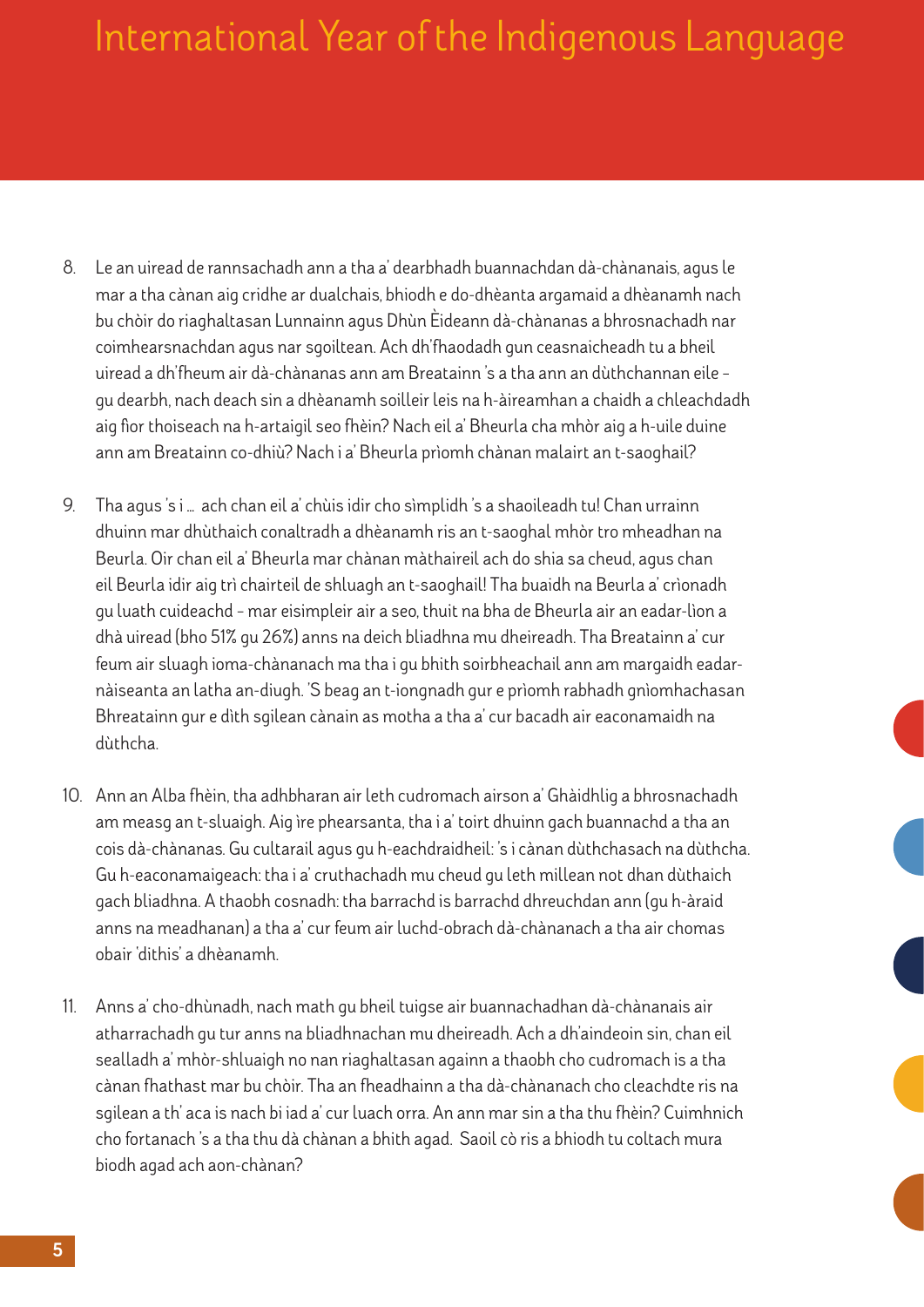# International Year of the Indigenous Language

8. Le an uiread de rannsachadh ann a tha a' dearbhadh buannachdan dà-chànanais, agus le mar a tha cànan aig cridhe ar dualchais, bhiodh e do-dhèanta argamaid a dhèanamh nach bu chòir do riaghaltasan Lunnainn agus Dhùn Èideann dà-chànanas a bhrosnachadh nar coimhearsnachdan agus nar sgoiltean. Ach dh'fhaodadh gun ceasnaicheadh tu a bheil uiread a dh'fheum air dà-chànanas ann am Breatainn 's a tha ann an dùthchannan eile – gu dearbh, nach deach sin a dhèanamh soilleir leis na h-àireamhan a chaidh a chleachdadh aig fìor thoiseach na h-artaigil seo fhèin? Nach eil a' Bheurla cha mhòr aig a h-uile duine ann am Breatainn co-dhiù? Nach i a' Bheurla prìomh chànan malairt an t-saoghail?

9. Tha agus 's i ... ach chan eil a' chùis idir cho sìmplidh 's a shaoileadh tu! Chan urrainn dhuinn mar dhùthaich conaltradh a dhèanamh ris an t-saoghal mhòr tro mheadhan na Beurla. Oir chan eil a' Bheurla mar chànan màthaireil ach do shia sa cheud, agus chan eil Beurla idir aig trì chairteil de shluagh an t-saoghail! Tha buaidh na Beurla a' crìonadh gu luath cuideachd – mar eisimpleir air a seo, thuit na bha de Bheurla air an eadar-lìon a dhà uiread (bho 51% gu 26%) anns na deich bliadhna mu dheireadh. Tha Breatainn a' cur feum air sluagh ioma-chànanach ma tha i gu bhith soirbheachail ann am margaidh eadar-nàiseanta an latha an-diugh. 'S beag an t-iongnadh gur e prìomh rabhadh gnìomhachasan Bhreatainn gur e dìth sgilean cànain as motha a tha a' cur bacadh air eaconamaidh na dùthcha.

10. Ann an Alba fhèin, tha adhbharan air leth cudromach airson a' Ghàidhlig a bhrosnachadh am measg an t-sluaigh. Aig ìre phearsanta, tha i a' toirt dhuinn gach buannachd a tha an cois dà-chànanas. Gu cultarail agus gu h-eachdraidheil: 's i cànan dùthchasach na dùthcha. Gu h-eaconamaigeach: tha i a' cruthachadh mu cheud gu leth millean not dhan dùthaich gach bliadhna. A thaobh cosnadh: tha barrachd is barrachd dhreuchdan ann (gu h-àraid anns na meadhanan) a tha a' cur feum air luchd-obrach dà-chànanach a tha air chomas obair 'dithis' a dhèanamh.

11. Anns a' cho-dhùnadh, nach math gu bheil tuigse air buannachadhan dà-chànanais air atharrachadh gu tur anns na bliadhnachan mu dheireadh. Ach a dh'aindeoin sin, chan eil sealladh a' mhòr-shluaigh no nan riaghaltasan againn a thaobh cho cudromach is a tha cànan fhathast mar bu chòir. Tha an fheadhainn a tha dà-chànanach cho cleachdte ris na sgilean a th' aca is nach bi iad a' cur luach orra. An ann mar sin a tha thu fhèin? Cuimhnich cho fortanach 's a tha thu dà chànan a bhith agad. Saoil cò ris a bhiodh tu coltach mura biodh agad ach aon-chànan?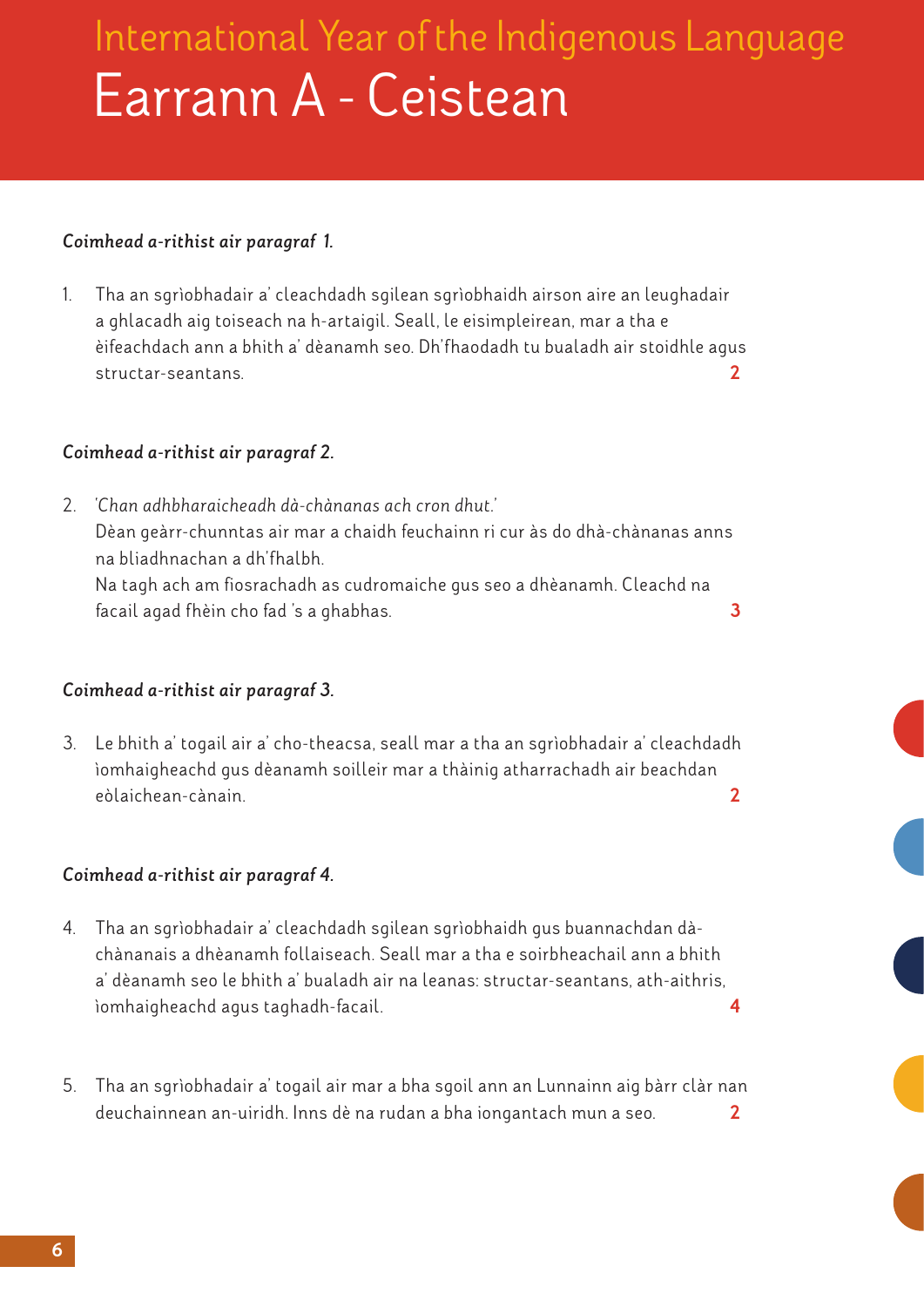# International Year of the Indigenous Language

# Earrann A - Ceistean

***Coimhead a-rithist air paragraf 1.***

1. Tha an sgrìobhadair a' cleachdadh sgilean sgrìobhaidh airson aire an leughadair a ghlacadh aig toiseach na h-artaigil. Seall, le eisimpleirean, mar a tha e èifeachdach ann a bhith a' dèanamh seo. Dh'fhaodadh tu bualadh air stoidhle agus structar-seantans. **2**

***Coimhead a-rithist air paragraf 2.***

2. *'Chan adhbharaicheadh dà-chànanas ach cron dhut.'*
   Dèan geàrr-chunntas air mar a chaidh feuchainn ri cur às do dhà-chànanas anns na bliadhnachan a dh'fhalbh.
   Na tagh ach am fiosrachadh as cudromaiche gus seo a dhèanamh. Cleachd na facail agad fhèin cho fad 's a ghabhas. **3**

***Coimhead a-rithist air paragraf 3.***

3. Le bhith a' togail air a' cho-theacsa, seall mar a tha an sgrìobhadair a' cleachdadh ìomhaigheachd gus dèanamh soilleir mar a thàinig atharrachadh air beachdan eòlaichean-cànain. **2**

***Coimhead a-rithist air paragraf 4.***

4. Tha an sgrìobhadair a' cleachdadh sgilean sgrìobhaidh gus buannachdan dà-chànanais a dhèanamh follaiseach. Seall mar a tha e soirbheachail ann a bhith a' dèanamh seo le bhith a' bualadh air na leanas: structar-seantans, ath-aithris, ìomhaigheachd agus taghadh-facail. **4**

5. Tha an sgrìobhadair a' togail air mar a bha sgoil ann an Lunnainn aig bàrr clàr nan deuchainnean an-uiridh. Inns dè na rudan a bha iongantach mun a seo. **2**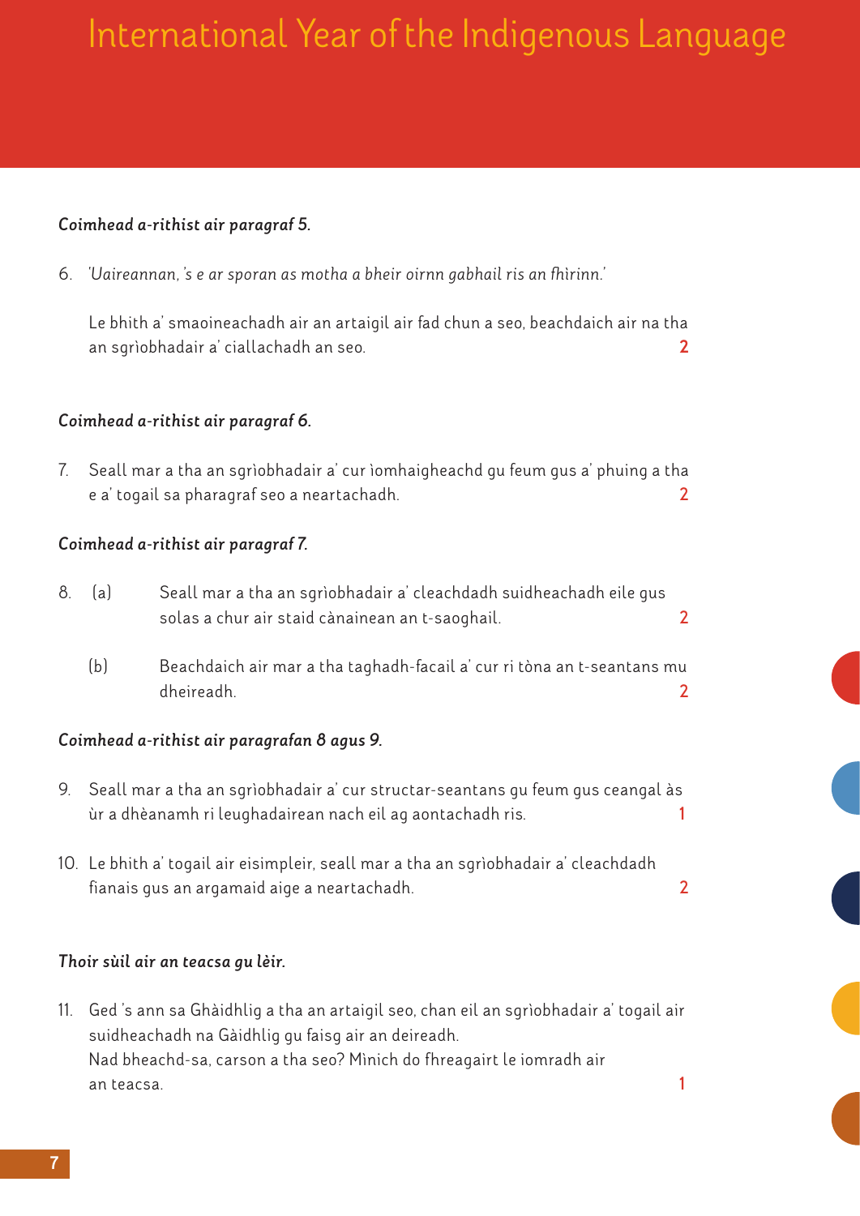*Coimhead a-rithist air paragraf 5.*

6. *'Uaireannan, 's e ar sporan as motha a bheir oirnn gabhail ris an fhìrinn.'*

   Le bhith a' smaoineachadh air an artaigil air fad chun a seo, beachdaich air na tha an sgrìobhadair a' ciallachadh an seo. **2**

*Coimhead a-rithist air paragraf 6.*

7. Seall mar a tha an sgrìobhadair a' cur ìomhaigheachd gu feum gus a' phuing a tha e a' togail sa pharagraf seo a neartachadh. **2**

*Coimhead a-rithist air paragraf 7.*

8. (a) Seall mar a tha an sgrìobhadair a' cleachdadh suidheachadh eile gus solas a chur air staid cànainean an t-saoghail. **2**

   (b) Beachdaich air mar a tha taghadh-facail a' cur ri tòna an t-seantans mu dheireadh. **2**

*Coimhead a-rithist air paragrafan 8 agus 9.*

9. Seall mar a tha an sgrìobhadair a' cur structar-seantans gu feum gus ceangal às ùr a dhèanamh ri leughadairean nach eil ag aontachadh ris. **1**

10. Le bhith a' togail air eisimpleir, seall mar a tha an sgrìobhadair a' cleachdadh fianais gus an argamaid aige a neartachadh. **2**

*Thoir sùil air an teacsa gu lèir.*

11. Ged 's ann sa Ghàidhlig a tha an artaigil seo, chan eil an sgrìobhadair a' togail air suidheachadh na Gàidhlig gu faisg air an deireadh.
    Nad bheachd-sa, carson a tha seo? Mìnich do fhreagairt le iomradh air an teacsa. **1**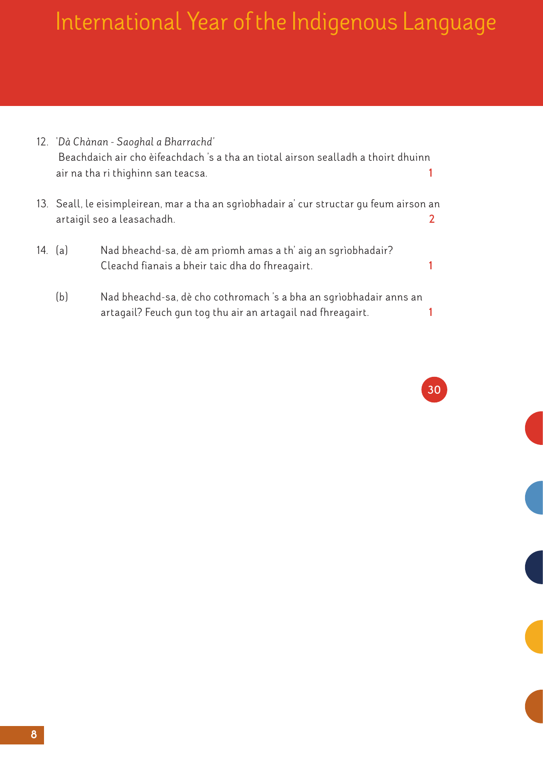12. *'Dà Chànan - Saoghal a Bharrachd'*
 Beachdaich air cho èifeachdach 's a tha an tiotal airson sealladh a thoirt dhuinn air na tha ri thighinn san teacsa. **1**

13. Seall, le eisimpleirean, mar a tha an sgrìobhadair a' cur structar gu feum airson an artaigil seo a leasachadh. **2**

14. (a) Nad bheachd-sa, dè am prìomh amas a th' aig an sgrìobhadair? Cleachd fianais a bheir taic dha do fhreagairt. **1**

    (b) Nad bheachd-sa, dè cho cothromach 's a bha an sgrìobhadair anns an artagail? Feuch gun tog thu air an artagail nad fhreagairt. **1**

**30**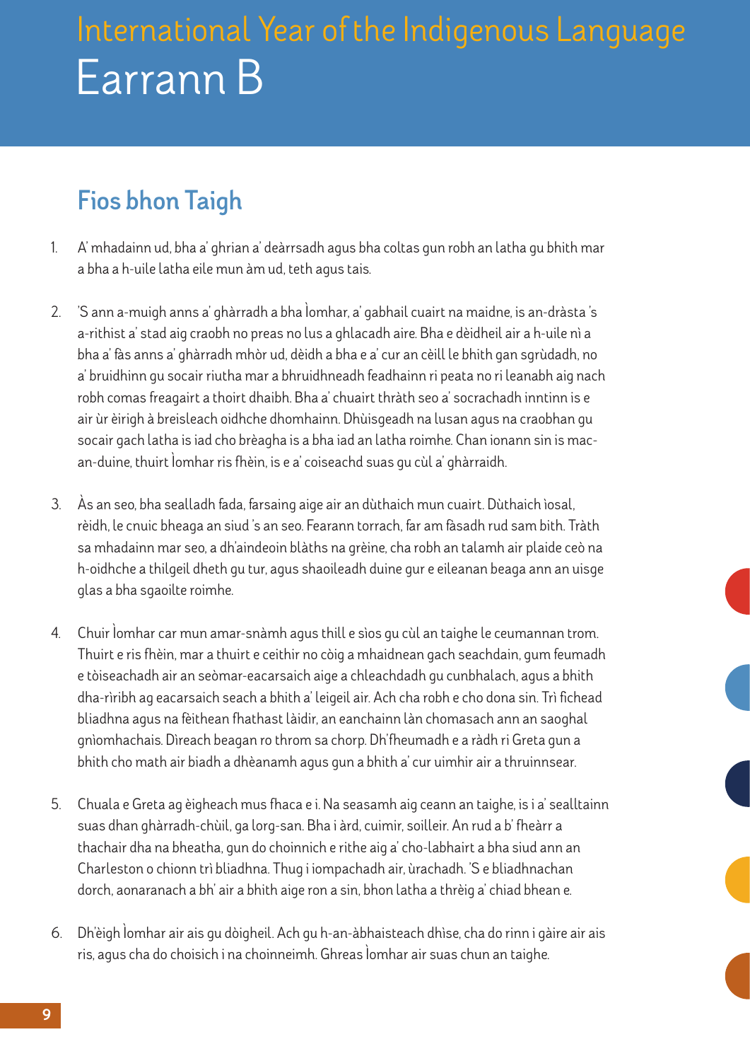# International Year of the Indigenous Language
# Earrann B

## Fios bhon Taigh

1. A' mhadainn ud, bha a' ghrian a' deàrrsadh agus bha coltas gun robh an latha gu bhith mar a bha a h-uile latha eile mun àm ud, teth agus tais.

2. 'S ann a-muigh anns a' ghàrradh a bha Ìomhar, a' gabhail cuairt na maidne, is an-dràsta 's a-rithist a' stad aig craobh no preas no lus a ghlacadh aire. Bha e dèidheil air a h-uile nì a bha a' fàs anns a' ghàrradh mhòr ud, dèidh a bha e a' cur an cèill le bhith gan sgrùdadh, no a' bruidhinn gu socair riutha mar a bhruidhneadh feadhainn ri peata no ri leanabh aig nach robh comas freagairt a thoirt dhaibh. Bha a' chuairt thràth seo a' socrachadh inntinn is e air ùr èirigh à breisleach oidhche dhomhainn. Dhùisgeadh na lusan agus na craobhan gu socair gach latha is iad cho brèagha is a bha iad an latha roimhe. Chan ionann sin is mac-an-duine, thuirt Ìomhar ris fhèin, is e a' coiseachd suas gu cùl a' ghàrraidh.

3. Às an seo, bha sealladh fada, farsaing aige air an dùthaich mun cuairt. Dùthaich ìosal, rèidh, le cnuic bheaga an siud 's an seo. Fearann torrach, far am fàsadh rud sam bith. Tràth sa mhadainn mar seo, a dh'aindeoin blàths na grèine, cha robh an talamh air plaide ceò na h-oidhche a thilgeil dheth gu tur, agus shaoileadh duine gur e eileanan beaga ann an uisge glas a bha sgaoilte roimhe.

4. Chuir Ìomhar car mun amar-snàmh agus thill e sìos gu cùl an taighe le ceumannan trom. Thuirt e ris fhèin, mar a thuirt e ceithir no còig a mhaidnean gach seachdain, gum feumadh e tòiseachadh air an seòmar-eacarsaich aige a chleachdadh gu cunbhalach, agus a bhith dha-rìribh ag eacarsaich seach a bhith a' leigeil air. Ach cha robh e cho dona sin. Trì fichead bliadhna agus na fèithean fhathast làidir, an eanchainn làn chomasach ann an saoghal gnìomhachais. Dìreach beagan ro throm sa chorp. Dh'fheumadh e a ràdh ri Greta gun a bhith cho math air biadh a dhèanamh agus gun a bhith a' cur uimhir air a thruinnsear.

5. Chuala e Greta ag èigheach mus fhaca e i. Na seasamh aig ceann an taighe, is i a' sealltainn suas dhan ghàrradh-chùil, ga lorg-san. Bha i àrd, cuimir, soilleir. An rud a b' fheàrr a thachair dha na bheatha, gun do choinnich e rithe aig a' cho-labhairt a bha siud ann an Charleston o chionn trì bliadhna. Thug i iompachadh air, ùrachadh. 'S e bliadhnachan dorch, aonaranach a bh' air a bhith aige ron a sin, bhon latha a thrèig a' chiad bhean e.

6. Dh'èigh Ìomhar air ais gu dòigheil. Ach gu h-an-àbhaisteach dhìse, cha do rinn i gàire air ais ris, agus cha do choisich i na choinneimh. Ghreas Ìomhar air suas chun an taighe.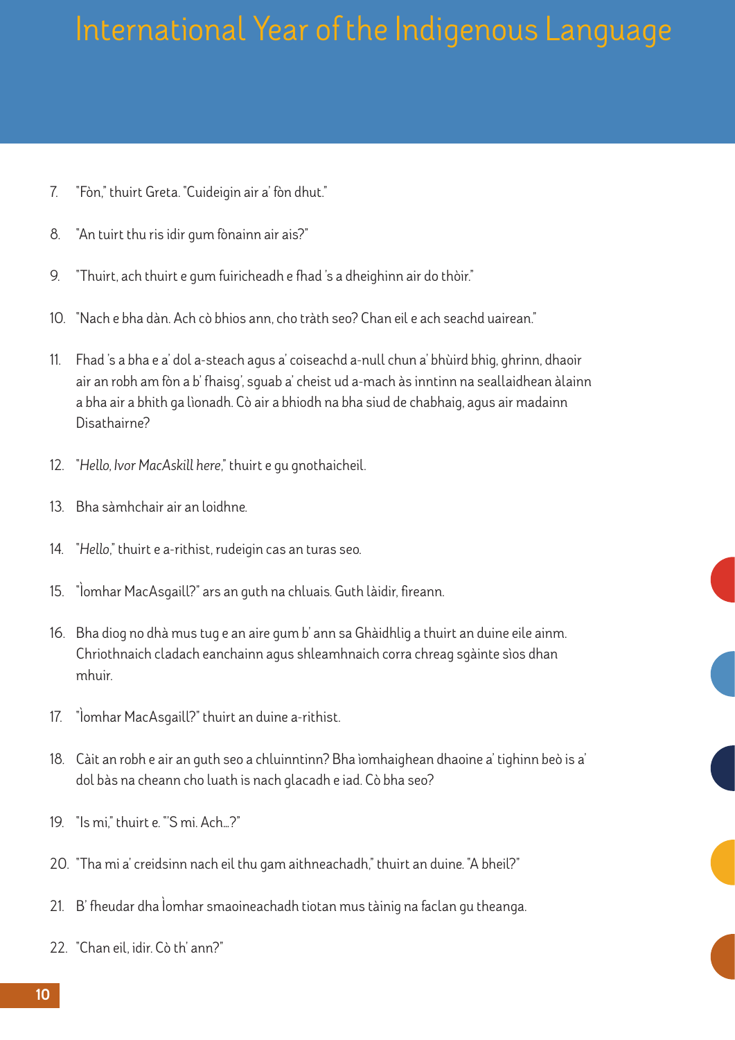7. "Fòn," thuirt Greta. "Cuideigin air a' fòn dhut."

8. "An tuirt thu ris idir gum fònainn air ais?"

9. "Thuirt, ach thuirt e gum fuiricheadh e fhad 's a dheighinn air do thòir."

10. "Nach e bha dàn. Ach cò bhios ann, cho tràth seo? Chan eil e ach seachd uairean."

11. Fhad 's a bha e a' dol a-steach agus a' coiseachd a-null chun a' bhùird bhig, ghrinn, dhaoir air an robh am fòn a b' fhaisg', sguab a' cheist ud a-mach às inntinn na seallaidhean àlainn a bha air a bhith ga lìonadh. Cò air a bhiodh na bha siud de chabhaig, agus air madainn Disathairne?

12. "*Hello, Ivor MacAskill here*," thuirt e gu gnothaicheil.

13. Bha sàmhchair air an loidhne.

14. "*Hello*," thuirt e a-rithist, rudeigin cas an turas seo.

15. "Ìomhar MacAsgaill?" ars an guth na chluais. Guth làidir, fireann.

16. Bha diog no dhà mus tug e an aire gum b' ann sa Ghàidhlig a thuirt an duine eile ainm. Chriothnaich cladach eanchainn agus shleamhnaich corra chreag sgàinte sìos dhan mhuir.

17. "Ìomhar MacAsgaill?" thuirt an duine a-rithist.

18. Càit an robh e air an guth seo a chluinntinn? Bha ìomhaighean dhaoine a' tighinn beò is a' dol bàs na cheann cho luath is nach glacadh e iad. Cò bha seo?

19. "Is mi," thuirt e. "'S mi. Ach...?"

20. "Tha mi a' creidsinn nach eil thu gam aithneachadh," thuirt an duine. "A bheil?"

21. B' fheudar dha Ìomhar smaoineachadh tiotan mus tàinig na faclan gu theanga.

22. "Chan eil, idir. Cò th' ann?"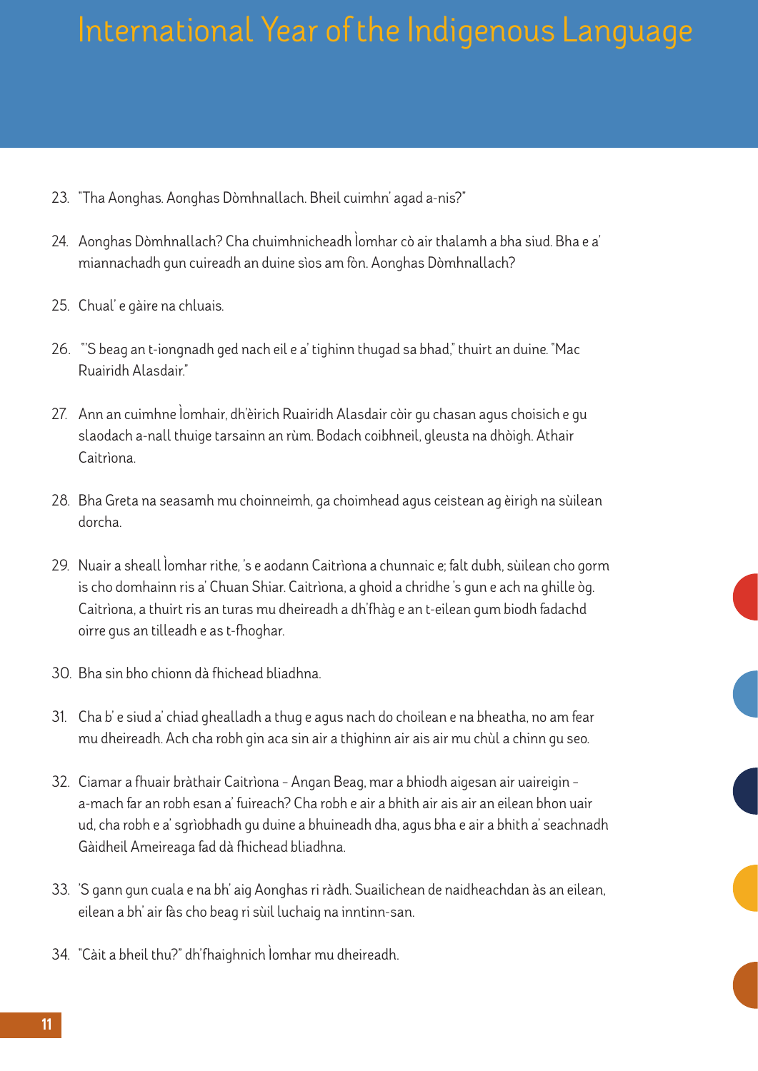23. "Tha Aonghas. Aonghas Dòmhnallach. Bheil cuimhn' agad a-nis?"

24. Aonghas Dòmhnallach? Cha chuimhnicheadh Ìomhar cò air thalamh a bha siud. Bha e a' miannachadh gun cuireadh an duine sìos am fòn. Aonghas Dòmhnallach?

25. Chual' e gàire na chluais.

26. "'S beag an t-iongnadh ged nach eil e a' tighinn thugad sa bhad," thuirt an duine. "Mac Ruairidh Alasdair."

27. Ann an cuimhne Ìomhair, dh'èirich Ruairidh Alasdair còir gu chasan agus choisich e gu slaodach a-nall thuige tarsainn an rùm. Bodach coibhneil, gleusta na dhòigh. Athair Caitrìona.

28. Bha Greta na seasamh mu choinneimh, ga choimhead agus ceistean ag èirigh na sùilean dorcha.

29. Nuair a sheall Ìomhar rithe, 's e aodann Caitrìona a chunnaic e; falt dubh, sùilean cho gorm is cho domhainn ris a' Chuan Shiar. Caitrìona, a ghoid a chridhe 's gun e ach na ghille òg. Caitrìona, a thuirt ris an turas mu dheireadh a dh'fhàg e an t-eilean gum biodh fadachd oirre gus an tilleadh e as t-fhoghar.

30. Bha sin bho chionn dà fhichead bliadhna.

31. Cha b' e siud a' chiad ghealladh a thug e agus nach do choilean e na bheatha, no am fear mu dheireadh. Ach cha robh gin aca sin air a thighinn air ais air mu chùl a chinn gu seo.

32. Ciamar a fhuair bràthair Caitrìona – Angan Beag, mar a bhiodh aigesan air uaireigin – a-mach far an robh esan a' fuireach? Cha robh e air a bhith air ais air an eilean bhon uair ud, cha robh e a' sgrìobhadh gu duine a bhuineadh dha, agus bha e air a bhith a' seachnadh Gàidheil Ameireaga fad dà fhichead bliadhna.

33. 'S gann gun cuala e na bh' aig Aonghas ri ràdh. Suailichean de naidheachdan às an eilean, eilean a bh' air fàs cho beag ri sùil luchaig na inntinn-san.

34. "Càit a bheil thu?" dh'fhaighnich Ìomhar mu dheireadh.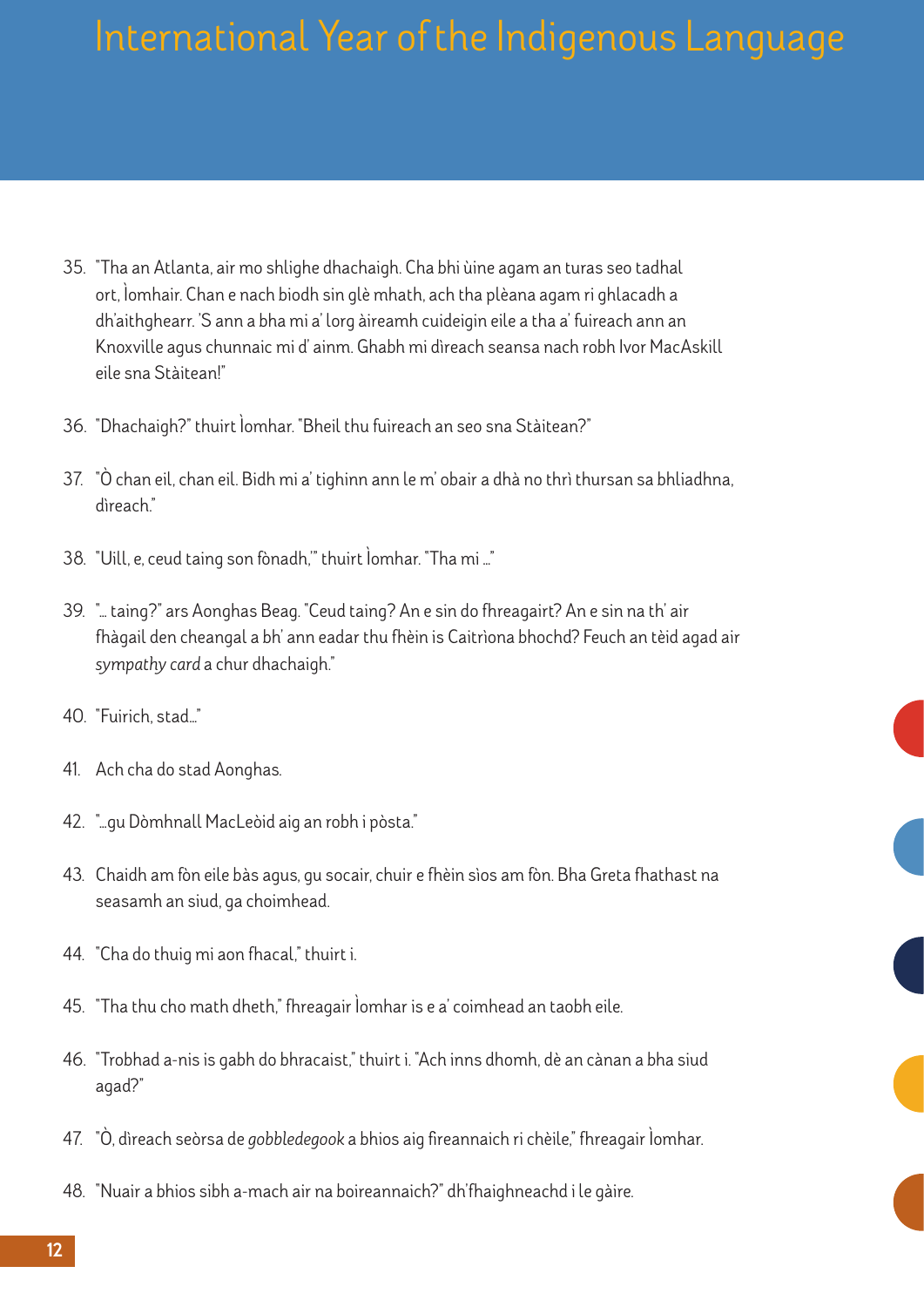35. "Tha an Atlanta, air mo shlighe dhachaigh. Cha bhi ùine agam an turas seo tadhal ort, Ìomhair. Chan e nach biodh sin glè mhath, ach tha plèana agam ri ghlacadh a dh'aithghearr. 'S ann a bha mi a' lorg àireamh cuideigin eile a tha a' fuireach ann an Knoxville agus chunnaic mi d' ainm. Ghabh mi dìreach seansa nach robh Ivor MacAskill eile sna Stàitean!"

36. "Dhachaigh?" thuirt Ìomhar. "Bheil thu fuireach an seo sna Stàitean?"

37. "Ò chan eil, chan eil. Bidh mi a' tighinn ann le m' obair a dhà no thrì thursan sa bhliadhna, dìreach."

38. "Uill, e, ceud taing son fònadh,'" thuirt Ìomhar. "Tha mi ..."

39. "... taing?" ars Aonghas Beag. "Ceud taing? An e sin do fhreagairt? An e sin na th' air fhàgail den cheangal a bh' ann eadar thu fhèin is Caitrìona bhochd? Feuch an tèid agad air *sympathy card* a chur dhachaigh."

40. "Fuirich, stad..."

41. Ach cha do stad Aonghas.

42. "...gu Dòmhnall MacLeòid aig an robh i pòsta."

43. Chaidh am fòn eile bàs agus, gu socair, chuir e fhèin sìos am fòn. Bha Greta fhathast na seasamh an siud, ga choimhead.

44. "Cha do thuig mi aon fhacal," thuirt i.

45. "Tha thu cho math dheth," fhreagair Ìomhar is e a' coimhead an taobh eile.

46. "Trobhad a-nis is gabh do bhracaist," thuirt i. "Ach inns dhomh, dè an cànan a bha siud agad?"

47. "Ò, dìreach seòrsa de *gobbledegook* a bhios aig fireannaich ri chèile," fhreagair Ìomhar.

48. "Nuair a bhios sibh a-mach air na boireannaich?" dh'fhaighneachd i le gàire.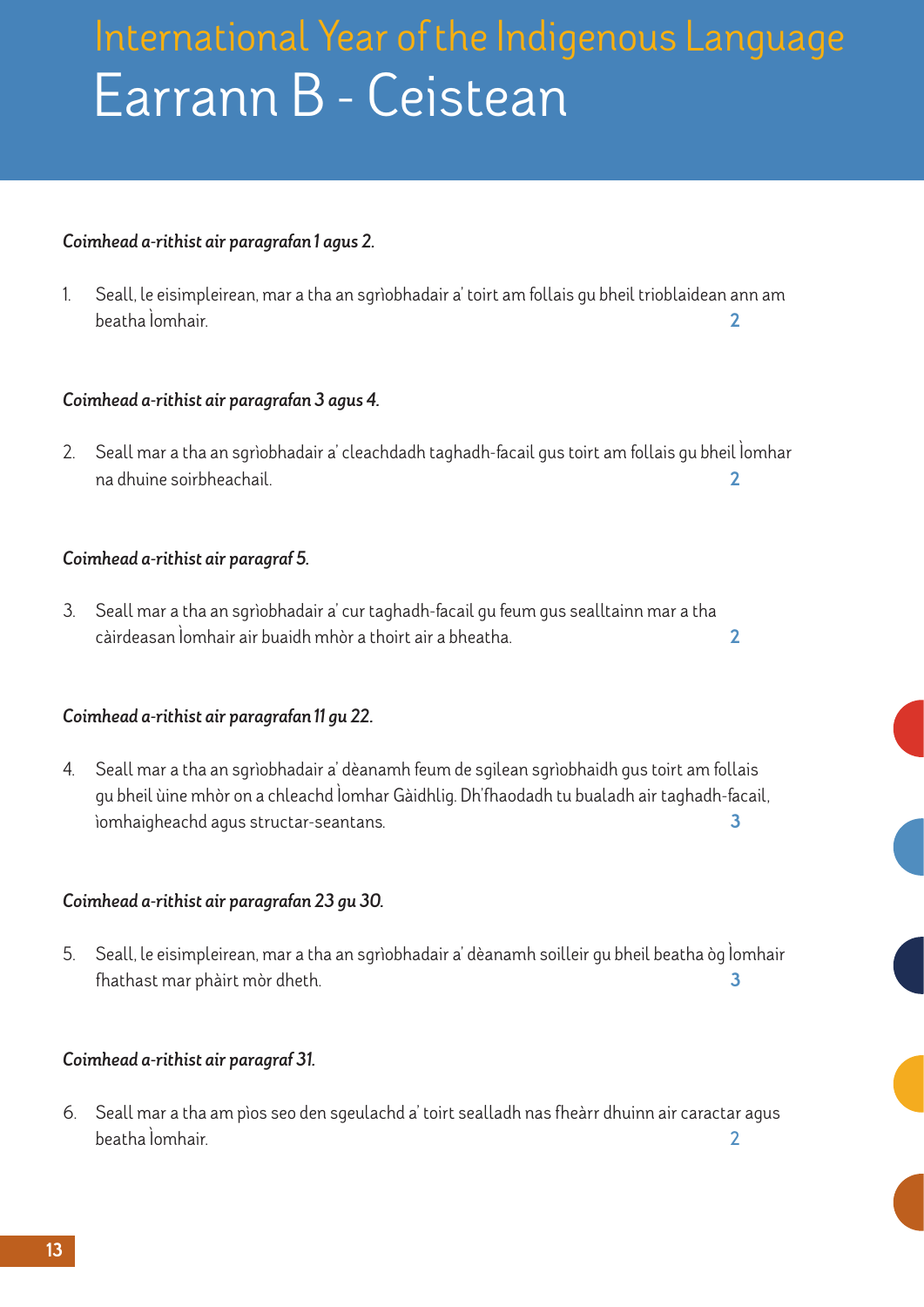# International Year of the Indigenous Language

# Earrann B - Ceistean

*Coimhead a-rithist air paragrafan 1 agus 2.*

1. Seall, le eisimpleirean, mar a tha an sgrìobhadair a' toirt am follais gu bheil trioblaidean ann am beatha Ìomhair. **2**

*Coimhead a-rithist air paragrafan 3 agus 4.*

2. Seall mar a tha an sgrìobhadair a' cleachdadh taghadh-facail gus toirt am follais gu bheil Ìomhar na dhuine soirbheachail. **2**

*Coimhead a-rithist air paragraf 5.*

3. Seall mar a tha an sgrìobhadair a' cur taghadh-facail gu feum gus sealltainn mar a tha càirdeasan Ìomhair air buaidh mhòr a thoirt air a bheatha. **2**

*Coimhead a-rithist air paragrafan 11 gu 22.*

4. Seall mar a tha an sgrìobhadair a' dèanamh feum de sgilean sgrìobhaidh gus toirt am follais gu bheil ùine mhòr on a chleachd Ìomhar Gàidhlig. Dh'fhaodadh tu bualadh air taghadh-facail, ìomhaigheachd agus structar-seantans. **3**

*Coimhead a-rithist air paragrafan 23 gu 30.*

5. Seall, le eisimpleirean, mar a tha an sgrìobhadair a' dèanamh soilleir gu bheil beatha òg Ìomhair fhathast mar phàirt mòr dheth. **3**

*Coimhead a-rithist air paragraf 31.*

6. Seall mar a tha am pìos seo den sgeulachd a' toirt sealladh nas fheàrr dhuinn air caractar agus beatha Ìomhair. **2**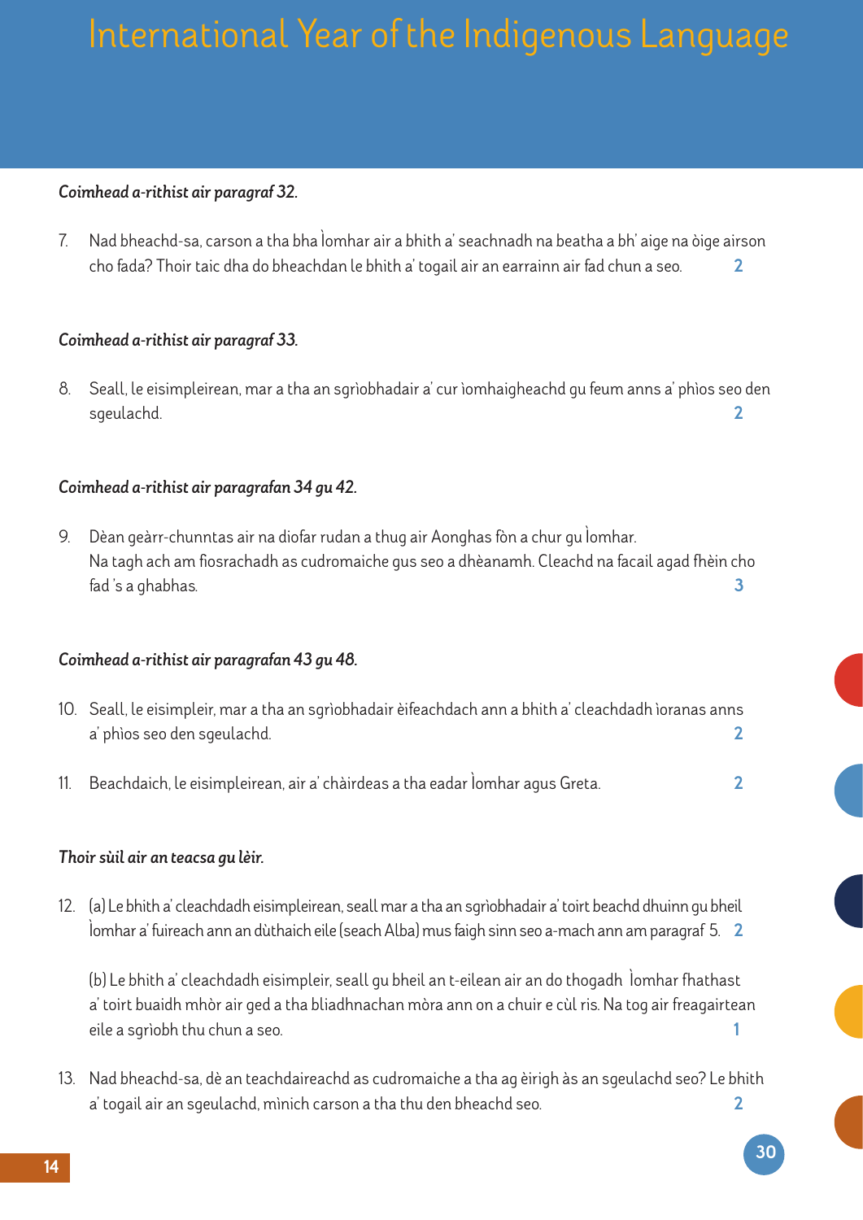*Coimhead a-rithist air paragraf 32.*

7. Nad bheachd-sa, carson a tha bha Ìomhar air a bhith a' seachnadh na beatha a bh' aige na òige airson cho fada? Thoir taic dha do bheachdan le bhith a' togail air an earrainn air fad chun a seo. **2**

*Coimhead a-rithist air paragraf 33.*

8. Seall, le eisimpleirean, mar a tha an sgrìobhadair a' cur ìomhaigheachd gu feum anns a' phìos seo den sgeulachd. **2**

*Coimhead a-rithist air paragrafan 34 gu 42.*

9. Dèan geàrr-chunntas air na diofar rudan a thug air Aonghas fòn a chur gu Ìomhar.
Na tagh ach am fiosrachadh as cudromaiche gus seo a dhèanamh. Cleachd na facail agad fhèin cho fad 's a ghabhas. **3**

*Coimhead a-rithist air paragrafan 43 gu 48.*

10. Seall, le eisimpleir, mar a tha an sgrìobhadair èifeachdach ann a bhith a' cleachdadh ìoranas anns a' phìos seo den sgeulachd. **2**

11. Beachdaich, le eisimpleirean, air a' chàirdeas a tha eadar Ìomhar agus Greta. **2**

*Thoir sùil air an teacsa gu lèir.*

12. (a) Le bhith a' cleachdadh eisimpleirean, seall mar a tha an sgrìobhadair a' toirt beachd dhuinn gu bheil Ìomhar a' fuireach ann an dùthaich eile (seach Alba) mus faigh sinn seo a-mach ann am paragraf 5. **2**

(b) Le bhith a' cleachdadh eisimpleir, seall gu bheil an t-eilean air an do thogadh Ìomhar fhathast a' toirt buaidh mhòr air ged a tha bliadhnachan mòra ann on a chuir e cùl ris. Na tog air freagairtean eile a sgrìobh thu chun a seo. **1**

13. Nad bheachd-sa, dè an teachdaireachd as cudromaiche a tha ag èirigh às an sgeulachd seo? Le bhith a' togail air an sgeulachd, mìnich carson a tha thu den bheachd seo. **2**

**30**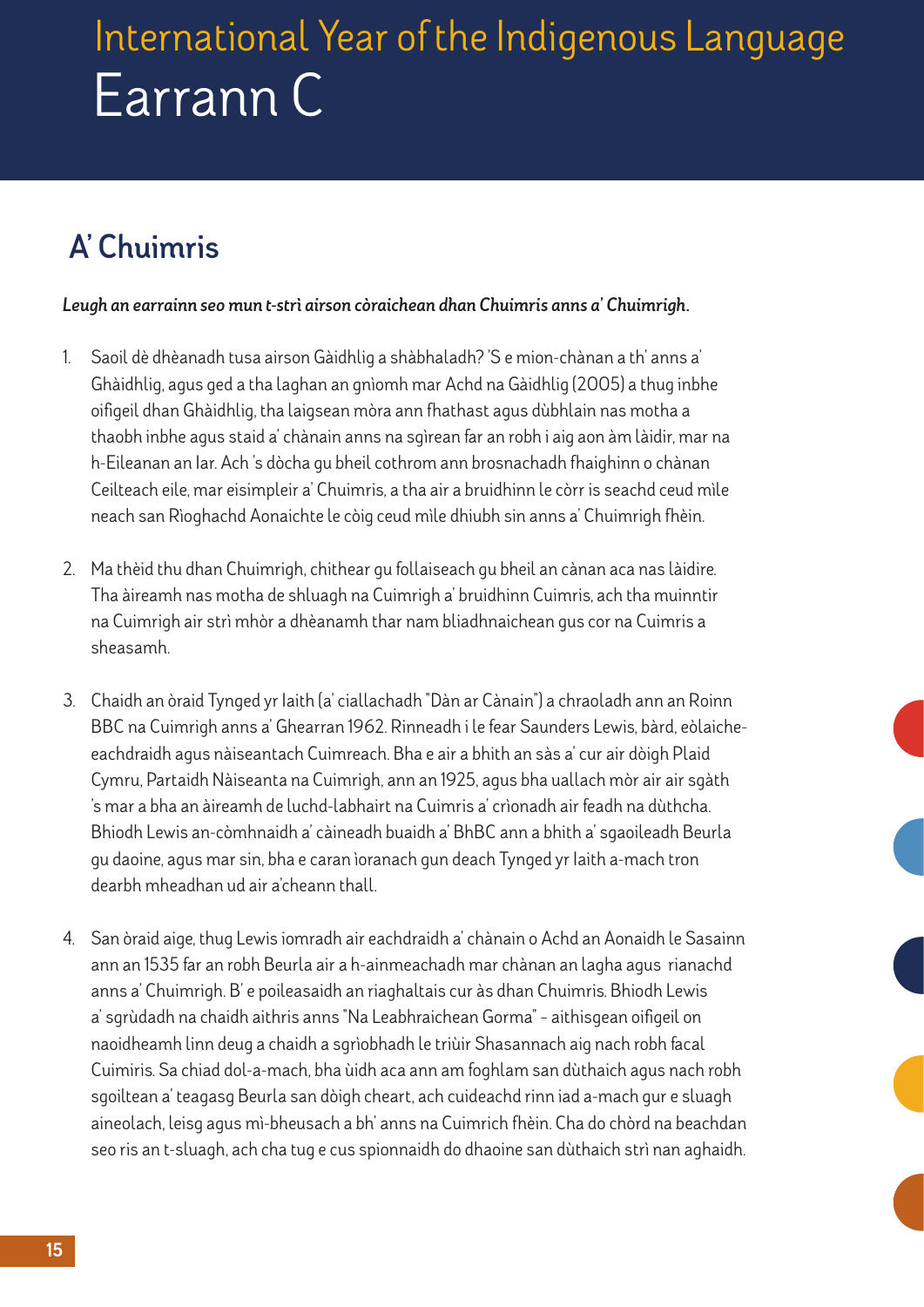# International Year of the Indigenous Language
# Earrann C

## A' Chuimris

***Leugh an earrainn seo mun t-strì airson còraichean dhan Chuimris anns a' Chuimrigh.***

1. Saoil dè dhèanadh tusa airson Gàidhlig a shàbhaladh? 'S e mion-chànan a th' anns a' Ghàidhlig, agus ged a tha laghan an gnìomh mar Achd na Gàidhlig (2005) a thug inbhe oifigeil dhan Ghàidhlig, tha laigsean mòra ann fhathast agus dùbhlain nas motha a thaobh inbhe agus staid a' chànain anns na sgìrean far an robh i aig aon àm làidir, mar na h-Eileanan an Iar. Ach 's dòcha gu bheil cothrom ann brosnachadh fhaighinn o chànan Ceilteach eile, mar eisimpleir a' Chuimris, a tha air a bruidhinn le còrr is seachd ceud mìle neach san Rìoghachd Aonaichte le còig ceud mìle dhiubh sin anns a' Chuimrigh fhèin.

2. Ma thèid thu dhan Chuimrigh, chithear gu follaiseach gu bheil an cànan aca nas làidire. Tha àireamh nas motha de shluagh na Cuimrigh a' bruidhinn Cuimris, ach tha muinntir na Cuimrigh air strì mhòr a dhèanamh thar nam bliadhnaichean gus cor na Cuimris a sheasamh.

3. Chaidh an òraid Tynged yr Iaith (a' ciallachadh "Dàn ar Cànain") a chraoladh ann an Roinn BBC na Cuimrigh anns a' Ghearran 1962. Rinneadh i le fear Saunders Lewis, bàrd, eòlaiche-eachdraidh agus nàiseantach Cuimreach. Bha e air a bhith an sàs a' cur air dòigh Plaid Cymru, Partaidh Nàiseanta na Cuimrigh, ann an 1925, agus bha uallach mòr air air sgàth 's mar a bha an àireamh de luchd-labhairt na Cuimris a' crìonadh air feadh na dùthcha. Bhiodh Lewis an-còmhnaidh a' càineadh buaidh a' BhBC ann a bhith a' sgaoileadh Beurla gu daoine, agus mar sin, bha e caran ìoranach gun deach Tynged yr Iaith a-mach tron dearbh mheadhan ud air a'cheann thall.

4. San òraid aige, thug Lewis iomradh air eachdraidh a' chànain o Achd an Aonaidh le Sasainn ann an 1535 far an robh Beurla air a h-ainmeachadh mar chànan an lagha agus rianachd anns a' Chuimrigh. B' e poileasaidh an riaghaltais cur às dhan Chuimris. Bhiodh Lewis a' sgrùdadh na chaidh aithris anns "Na Leabhraichean Gorma" - aithisgean oifigeil on naoidheamh linn deug a chaidh a sgrìobhadh le triùir Shasannach aig nach robh facal Cuimiris. Sa chiad dol-a-mach, bha ùidh aca ann am foghlam san dùthaich agus nach robh sgoiltean a' teagasg Beurla san dòigh cheart, ach cuideachd rinn iad a-mach gur e sluagh aineolach, leisg agus mì-bheusach a bh' anns na Cuimrich fhèin. Cha do chòrd na beachdan seo ris an t-sluagh, ach cha tug e cus spionnaidh do dhaoine san dùthaich strì nan aghaidh.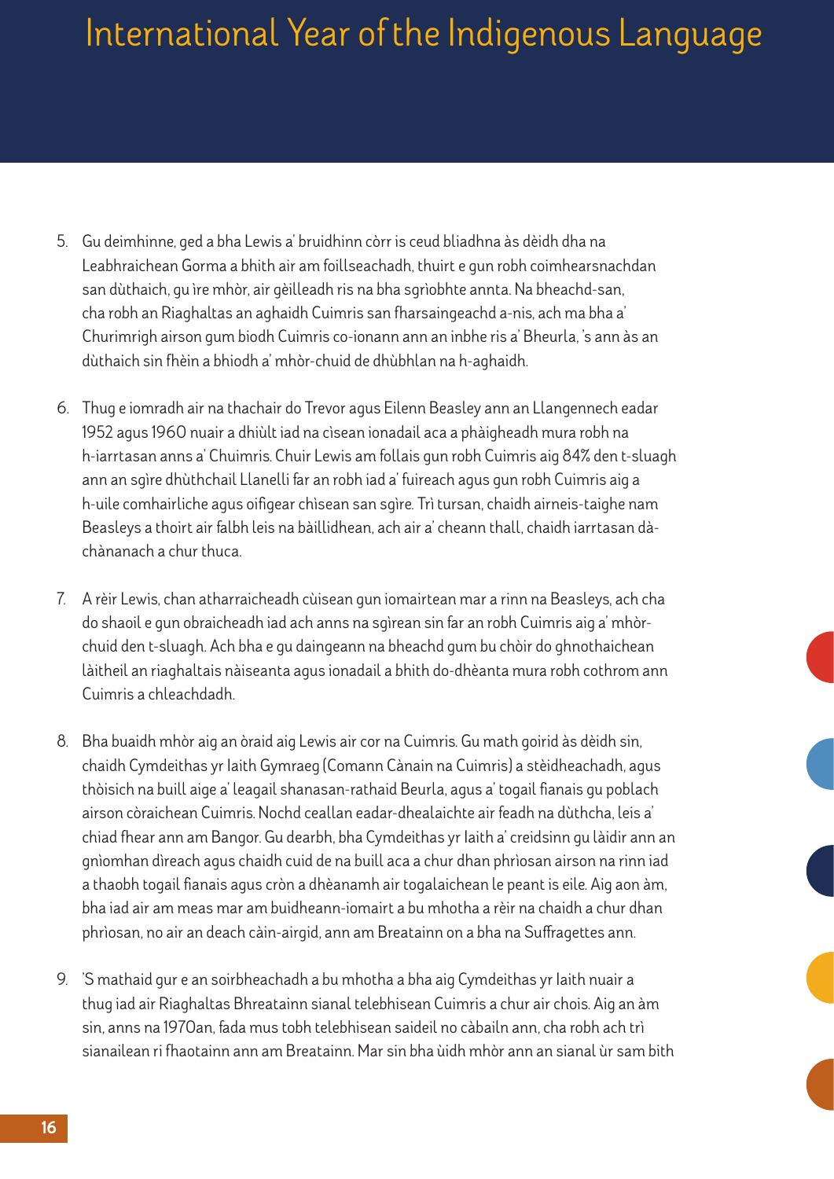5. Gu deimhinne, ged a bha Lewis a' bruidhinn còrr is ceud bliadhna às dèidh dha na Leabhraichean Gorma a bhith air am foillseachadh, thuirt e gun robh coimhearsnachdan san dùthaich, gu ìre mhòr, air gèilleadh ris na bha sgrìobhte annta. Na bheachd-san, cha robh an Riaghaltas an aghaidh Cuimris san fharsaingeachd a-nis, ach ma bha a' Churimrigh airson gum biodh Cuimris co-ionann ann an inbhe ris a' Bheurla, 's ann às an dùthaich sin fhèin a bhiodh a' mhòr-chuid de dhùbhlan na h-aghaidh.

6. Thug e iomradh air na thachair do Trevor agus Eilenn Beasley ann an Llangennech eadar 1952 agus 1960 nuair a dhiùlt iad na cìsean ionadail aca a phàigheadh mura robh na h-iarrtasan anns a' Chuimris. Chuir Lewis am follais gun robh Cuimris aig 84% den t-sluagh ann an sgìre dhùthchail Llanelli far an robh iad a' fuireach agus gun robh Cuimris aig a h-uile comhairliche agus oifigear chìsean san sgìre. Trì tursan, chaidh airneis-taighe nam Beasleys a thoirt air falbh leis na bàillidhean, ach air a' cheann thall, chaidh iarrtasan dà-chànanach a chur thuca.

7. A rèir Lewis, chan atharraicheadh cùisean gun iomairtean mar a rinn na Beasleys, ach cha do shaoil e gun obraicheadh iad ach anns na sgìrean sin far an robh Cuimris aig a' mhòr-chuid den t-sluagh. Ach bha e gu daingeann na bheachd gum bu chòir do ghnothaichean làitheil an riaghaltais nàiseanta agus ionadail a bhith do-dhèanta mura robh cothrom ann Cuimris a chleachdadh.

8. Bha buaidh mhòr aig an òraid aig Lewis air cor na Cuimris. Gu math goirid às dèidh sin, chaidh Cymdeithas yr Iaith Gymraeg (Comann Cànain na Cuimris) a stèidheachadh, agus thòisich na buill aige a' leagail shanasan-rathaid Beurla, agus a' togail fianais gu poblach airson còraichean Cuimris. Nochd ceallan eadar-dhealaichte air feadh na dùthcha, leis a' chiad fhear ann am Bangor. Gu dearbh, bha Cymdeithas yr Iaith a' creidsinn gu làidir ann an gnìomhan dìreach agus chaidh cuid de na buill aca a chur dhan phrìosan airson na rinn iad a thaobh togail fianais agus cròn a dhèanamh air togalaichean le peant is eile. Aig aon àm, bha iad air am meas mar am buidheann-iomairt a bu mhotha a rèir na chaidh a chur dhan phrìosan, no air an deach càin-airgid, ann am Breatainn on a bha na Suffragettes ann.

9. 'S mathaid gur e an soirbheachadh a bu mhotha a bha aig Cymdeithas yr Iaith nuair a thug iad air Riaghaltas Bhreatainn sianal telebhisean Cuimris a chur air chois. Aig an àm sin, anns na 1970an, fada mus tobh telebhisean saideil no càbailn ann, cha robh ach trì sianailean ri fhaotainn ann am Breatainn. Mar sin bha ùidh mhòr ann an sianal ùr sam bith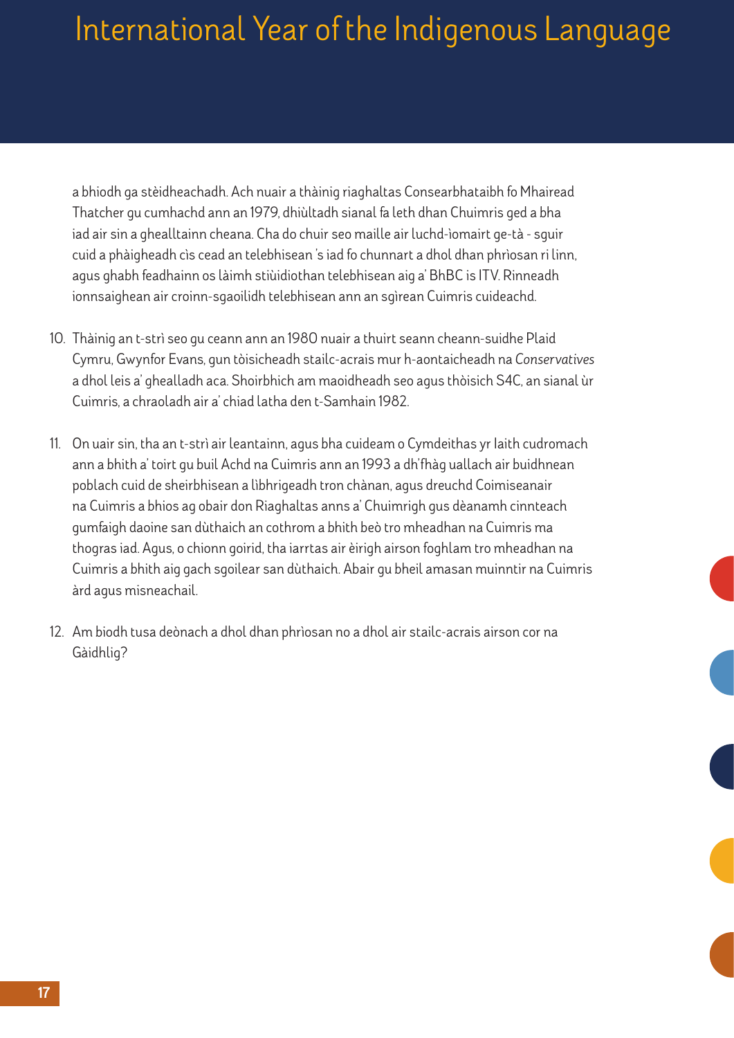a bhiodh ga stèidheachadh. Ach nuair a thàinig riaghaltas Consearbhataibh fo Mhairead Thatcher gu cumhachd ann an 1979, dhiùltadh sianal fa leth dhan Chuimris ged a bha iad air sin a ghealltainn cheana. Cha do chuir seo maille air luchd-iomairt ge-tà - sguir cuid a phàigheadh cìs cead an telebhisean 's iad fo chunnart a dhol dhan phrìosan ri linn, agus ghabh feadhainn os làimh stiùidiothan telebhisean aig a' BhBC is ITV. Rinneadh ionnsaighean air croinn-sgaoilidh telebhisean ann an sgìrean Cuimris cuideachd.

10. Thàinig an t-strì seo gu ceann ann an 1980 nuair a thuirt seann cheann-suidhe Plaid Cymru, Gwynfor Evans, gun tòisicheadh stailc-acrais mur h-aontaicheadh na *Conservatives* a dhol leis a' ghealladh aca. Shoirbhich am maoidheadh seo agus thòisich S4C, an sianal ùr Cuimris, a chraoladh air a' chiad latha den t-Samhain 1982.

11. On uair sin, tha an t-strì air leantainn, agus bha cuideam o Cymdeithas yr Iaith cudromach ann a bhith a' toirt gu buil Achd na Cuimris ann an 1993 a dh'fhàg uallach air buidhnean poblach cuid de sheirbhisean a lìbhrigeadh tron chànan, agus dreuchd Coimiseanair na Cuimris a bhios ag obair don Riaghaltas anns a' Chuimrigh gus dèanamh cinnteach gumfaigh daoine san dùthaich an cothrom a bhith beò tro mheadhan na Cuimris ma thogras iad. Agus, o chionn goirid, tha iarrtas air èirigh airson foghlam tro mheadhan na Cuimris a bhith aig gach sgoilear san dùthaich. Abair gu bheil amasan muinntir na Cuimris àrd agus misneachail.

12. Am biodh tusa deònach a dhol dhan phrìosan no a dhol air stailc-acrais airson cor na Gàidhlig?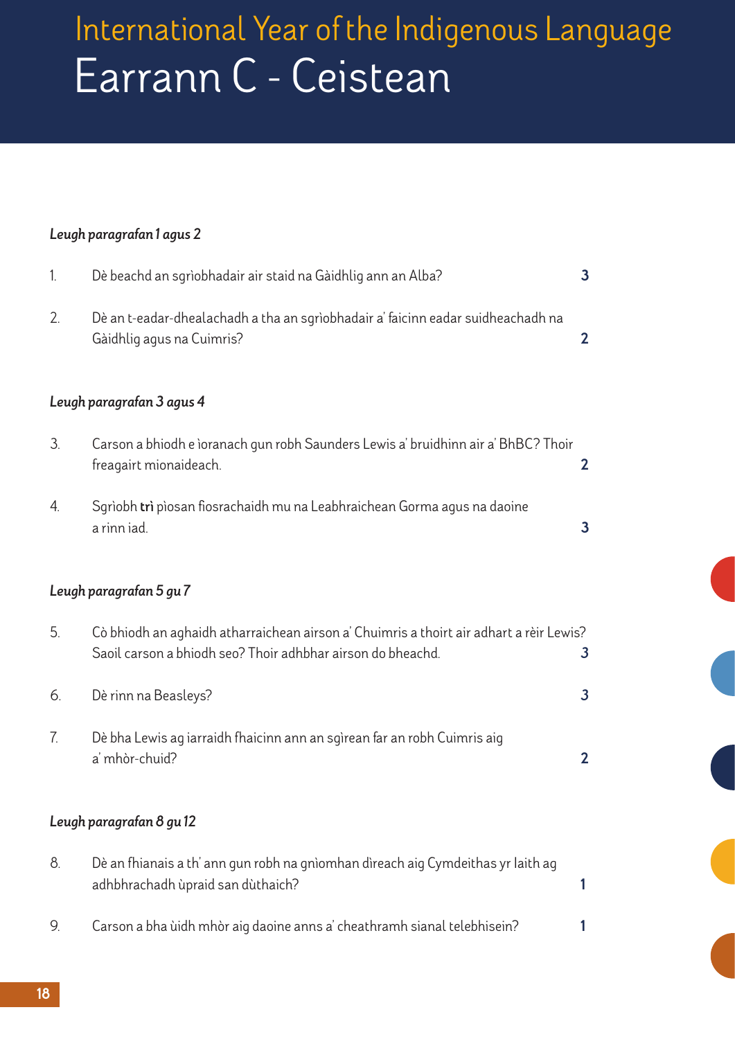# International Year of the Indigenous Language
# Earrann C - Ceistean

*Leugh paragrafan 1 agus 2*

| | | |
|---|---|---|
| 1. | Dè beachd an sgrìobhadair air staid na Gàidhlig ann an Alba? | **3** |
| 2. | Dè an t-eadar-dhealachadh a tha an sgrìobhadair a' faicinn eadar suidheachadh na Gàidhlig agus na Cuimris? | **2** |

*Leugh paragrafan 3 agus 4*

| | | |
|---|---|---|
| 3. | Carson a bhiodh e ìoranach gun robh Saunders Lewis a' bruidhinn air a' BhBC? Thoir freagairt mionaideach. | **2** |
| 4. | Sgrìobh **trì** pìosan fiosrachaidh mu na Leabhraichean Gorma agus na daoine a rinn iad. | **3** |

*Leugh paragrafan 5 gu 7*

| | | |
|---|---|---|
| 5. | Cò bhiodh an aghaidh atharraichean airson a' Chuimris a thoirt air adhart a rèir Lewis? Saoil carson a bhiodh seo? Thoir adhbhar airson do bheachd. | **3** |
| 6. | Dè rinn na Beasleys? | **3** |
| 7. | Dè bha Lewis ag iarraidh fhaicinn ann an sgìrean far an robh Cuimris aig a' mhòr-chuid? | **2** |

*Leugh paragrafan 8 gu 12*

| | | |
|---|---|---|
| 8. | Dè an fhianais a th' ann gun robh na gnìomhan dìreach aig Cymdeithas yr Iaith ag adhbhrachadh ùpraid san dùthaich? | **1** |
| 9. | Carson a bha ùidh mhòr aig daoine anns a' cheathramh sianal telebhisein? | **1** |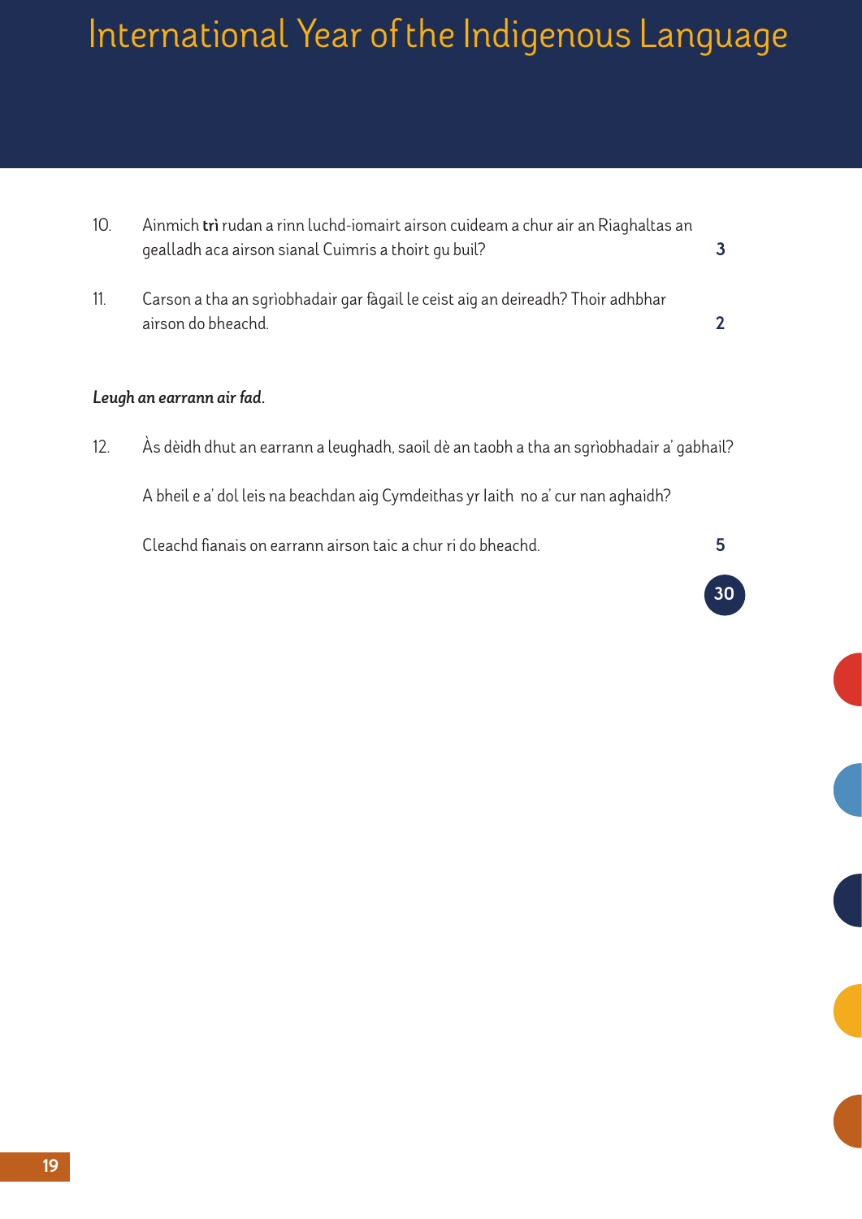10. Ainmich **trì** rudan a rinn luchd-iomairt airson cuideam a chur air an Riaghaltas an gealladh aca airson sianal Cuimris a thoirt gu buil? **3**

11. Carson a tha an sgrìobhadair gar fàgail le ceist aig an deireadh? Thoir adhbhar airson do bheachd. **2**

***Leugh an earrann air fad.***

12. Às dèidh dhut an earrann a leughadh, saoil dè an taobh a tha an sgrìobhadair a' gabhail?

    A bheil e a' dol leis na beachdan aig Cymdeithas yr Iaith no a' cur nan aghaidh?

    Cleachd fianais on earrann airson taic a chur ri do bheachd. **5**

**30**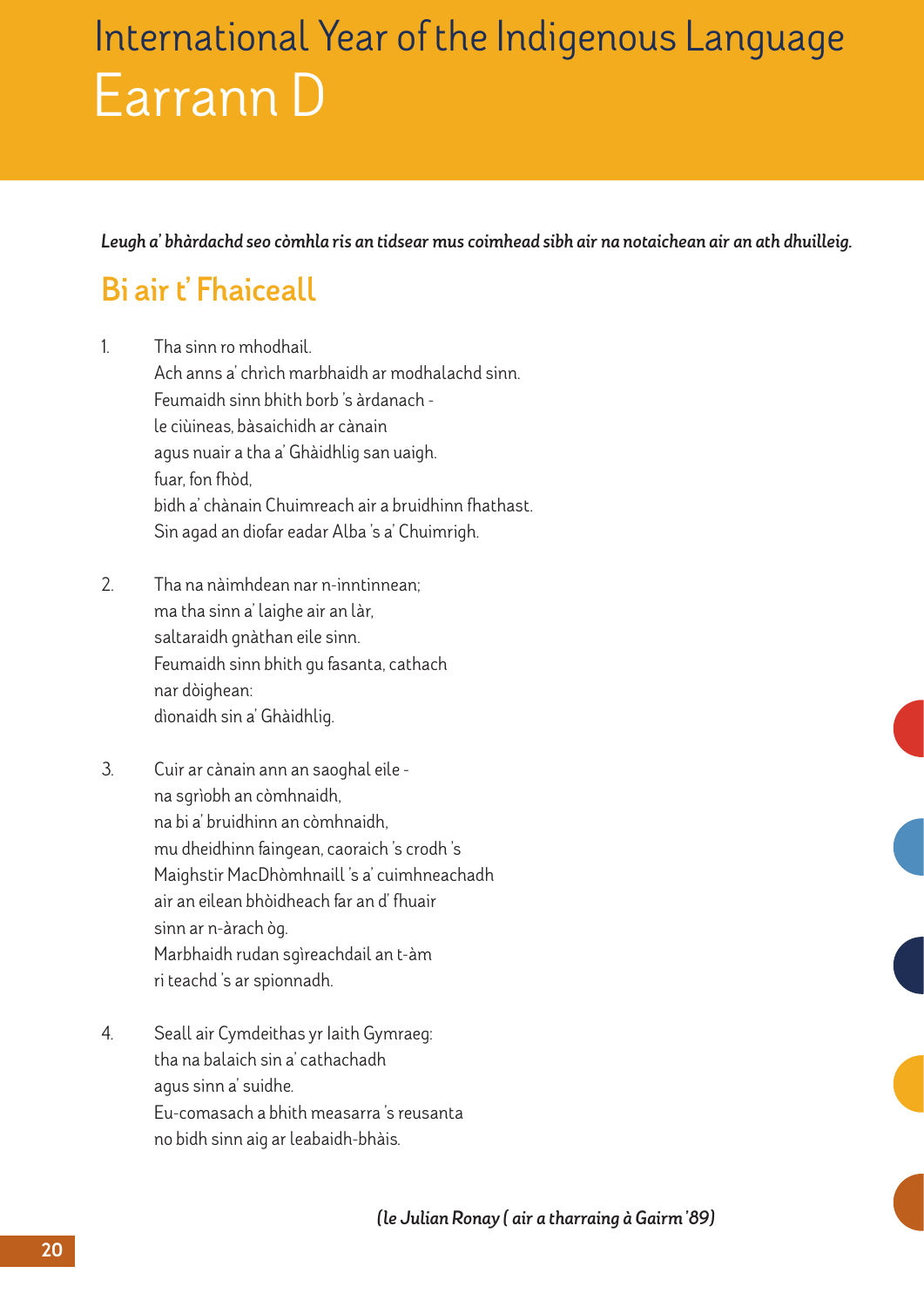# International Year of the Indigenous Language
# Earrann D

***Leugh a' bhàrdachd seo còmhla ris an tidsear mus coimhead sibh air na notaichean air an ath dhuilleig.***

## Bi air t' Fhaiceall

1. Tha sinn ro mhodhail.  
   Ach anns a' chrìch marbhaidh ar modhalachd sinn.  
   Feumaidh sinn bhith borb 's àrdanach -  
   le ciùineas, bàsaichidh ar cànain  
   agus nuair a tha a' Ghàidhlig san uaigh.  
   fuar, fon fhòd,  
   bidh a' chànain Chuimreach air a bruidhinn fhathast.  
   Sin agad an diofar eadar Alba 's a' Chuimrigh.

2. Tha na nàimhdean nar n-inntinnean;  
   ma tha sinn a' laighe air an làr,  
   saltaraidh gnàthan eile sinn.  
   Feumaidh sinn bhith gu fasanta, cathach  
   nar dòighean:  
   dìonaidh sin a' Ghàidhlig.

3. Cuir ar cànain ann an saoghal eile -  
   na sgrìobh an còmhnaidh,  
   na bi a' bruidhinn an còmhnaidh,  
   mu dheidhinn faingean, caoraich 's crodh 's  
   Maighstir MacDhòmhnaill 's a' cuimhneachadh  
   air an eilean bhòidheach far an d' fhuair  
   sinn ar n-àrach òg.  
   Marbhaidh rudan sgìreachdail an t-àm  
   ri teachd 's ar spionnadh.

4. Seall air Cymdeithas yr Iaith Gymraeg:  
   tha na balaich sin a' cathachadh  
   agus sinn a' suidhe.  
   Eu-comasach a bhith measarra 's reusanta  
   no bidh sinn aig ar leabaidh-bhàis.

***(le Julian Ronay ( air a tharraing à Gairm '89)***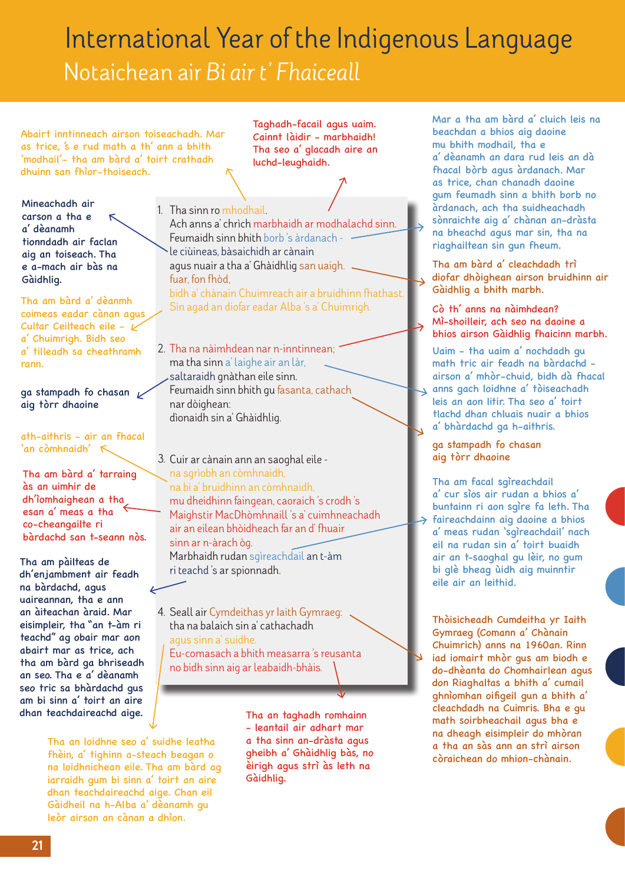# International Year of the Indigenous Language

## Notaichean air *Bi air t' Fhaiceall*

1. Tha sinn ro mhodhail.
Ach anns a' chrìch marbhaidh ar modhalachd sinn.
Feumaidh sinn bhith borb 's àrdanach -
le ciùineas, bàsaichidh ar cànain
agus nuair a tha a' Ghàidhlig san uaigh.
fuar, fon fhòd,
bidh a' chànain Chuimreach air a bruidhinn fhathast.
Sin agad an diofar eadar Alba 's a' Chuimrigh.

2. Tha na nàimhdean nar n-inntinnean;
ma tha sinn a' laighe air an làr,
saltaraidh gnàthan eile sinn.
Feumaidh sinn bhith gu fasanta, cathach
nar dòighean:
dìonaidh sin a' Ghàidhlig.

3. Cuir ar cànain ann an saoghal eile -
na sgrìobh an còmhnaidh,
na bi a' bruidhinn an còmhnaidh,
mu dheidhinn faingean, caoraich 's crodh 's
Maighstir MacDhòmhnaill 's a' cuimhneachadh
air an eilean bhòidheach far an d' fhuair
sinn ar n-àrach òg.
Marbhaidh rudan sgìreachdail an t-àm
ri teachd 's ar spionnadh.

4. Seall air Cymdeithas yr Iaith Gymraeg:
tha na balaich sin a' cathachadh
agus sinn a' suidhe.
Eu-comasach a bhith measarra 's reusanta
no bidh sinn aig ar leabaidh-bhàis.

---

Abairt inntinneach airson toiseachadh. Mar as trice, 's e rud math a th' ann a bhith 'modhail'- tha am bàrd a' toirt crathadh dhuinn san fhìor-thoiseach.

Taghadh-facail agus uaim. Cainnt làidir - marbhaidh! Tha seo a' glacadh aire an luchd-leughaidh.

Mineachadh air carson a tha e a' dèanamh tionndadh air faclan aig an toiseach. Tha e a-mach air bàs na Gàidhlig.

Mar a tha am bàrd a' cluich leis na beachdan a bhios aig daoine mu bhith modhail, tha e a' dèanamh an dara rud leis an dà fhacal bòrb agus àrdanach. Mar as trice, chan chanadh daoine gum feumadh sinn a bhith borb no àrdanach, ach tha suidheachadh sònraichte aig a' chànan an-dràsta na bheachd agus mar sin, tha na riaghailtean sin gun fheum.

Tha am bàrd a' cleachdadh trì diofar dhòighean airson bruidhinn air Gàidhlig a bhith marbh.

Tha am bàrd a' dèanmh coimeas eadar cànan agus Cultar Ceilteach eile - a' Chuimrigh. Bidh seo a' tilleadh sa cheathramh rann.

Cò th' anns na nàimhdean? Mì-shoilleir, ach seo na daoine a bhios airson Gàidhlig fhaicinn marbh.

ga stampadh fo chasan aig tòrr dhaoine

Uaim - tha uaim a' nochdadh gu math tric air feadh na bàrdachd - airson a' mhòr-chuid, bidh dà fhacal anns gach loidhne a' tòiseachadh leis an aon litir. Tha seo a' toirt tlachd dhan chluais nuair a bhios a' bhàrdachd ga h-aithris.

ga stampadh fo chasan aig tòrr dhaoine

ath-aithris - air an fhacal 'an còmhnaidh'

Tha am bàrd a' tarraing às an uimhir de dh'ìomhaighean a tha esan a' meas a tha co-cheangailte ri bàrdachd san t-seann nòs.

Tha am facal sgìreachdail a' cur sìos air rudan a bhios a' buntainn ri aon sgìre fa leth. Tha faireachdainn aig daoine a bhios a' meas rudan 'sgìreachdail' nach eil na rudan sin a' toirt buaidh air an t-saoghal gu lèir, no gum bi glè bheag ùidh aig muinntir eile air an leithid.

Tha am pàilteas de dh'enjambment air feadh na bàrdachd, agus uaireannan, tha e ann an àiteachan àraid. Mar eisimpleir, tha "an t-àm ri teachd" ag obair mar aon abairt mar as trice, ach tha am bàrd ga bhriseadh an seo. Tha e a' dèanamh seo tric sa bhàrdachd gus am bi sinn a' toirt an aire dhan teachdaireachd aige.

Thòisicheadh Cumdeitha yr Iaith Gymraeg (Comann a' Chànain Chuimrich) anns na 1960an. Rinn iad iomairt mhòr gus am biodh e do-dhèanta do Chomhairlean agus don Riaghaltas a bhith a' cumail ghnìomhan oifigeil gun a bhith a' cleachdadh na Cuimris. Bha e gu math soirbheachail agus bha e na dheagh eisimpleir do mhòran a tha an sàs ann an strì airson còraichean do mhion-chànain.

Tha an loidhne seo a' suidhe leatha fhèin, a' tighinn a-steach beagan o na loidhnichean eile. Tha am bàrd ag iarraidh gum bi sinn a' toirt an aire dhan teachdaireachd aige. Chan eil Gàidheil na h-Alba a' dèanamh gu leòr airson an cànan a dhìon.

Tha an taghadh romhainn - leantail air adhart mar a tha sinn an-dràsta agus gheibh a' Ghàidhlig bàs, no èirigh agus strì às leth na Gàidhlig.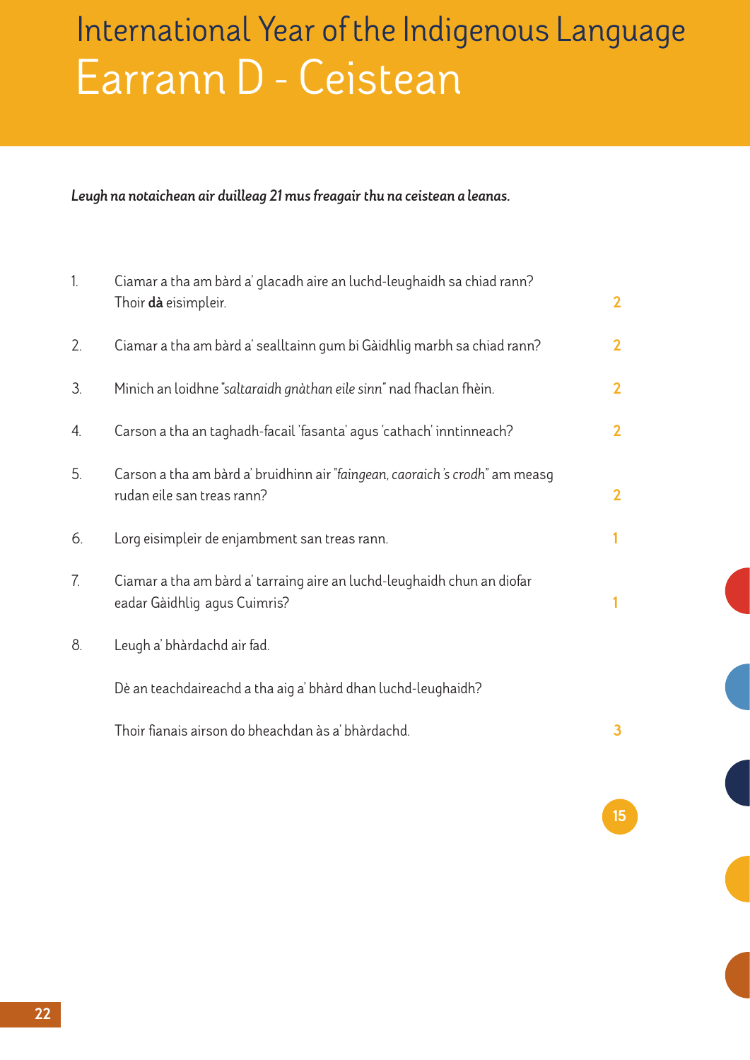# International Year of the Indigenous Language

## Earrann D - Ceistean

***Leugh na notaichean air duilleag 21 mus freagair thu na ceistean a leanas.***

1. Ciamar a tha am bàrd a' glacadh aire an luchd-leughaidh sa chiad rann? Thoir **dà** eisimpleir. **2**

2. Ciamar a tha am bàrd a' sealltainn gum bi Gàidhlig marbh sa chiad rann? **2**

3. Mìnich an loidhne "*saltaraidh gnàthan eile sinn*" nad fhaclan fhèin. **2**

4. Carson a tha an taghadh-facail 'fasanta' agus 'cathach' inntinneach? **2**

5. Carson a tha am bàrd a' bruidhinn air "*faingean, caoraich 's crodh*" am measg rudan eile san treas rann? **2**

6. Lorg eisimpleir de enjambment san treas rann. **1**

7. Ciamar a tha am bàrd a' tarraing aire an luchd-leughaidh chun an diofar eadar Gàidhlig agus Cuimris? **1**

8. Leugh a' bhàrdachd air fad.

   Dè an teachdaireachd a tha aig a' bhàrd dhan luchd-leughaidh?

   Thoir fianais airson do bheachdan às a' bhàrdachd. **3**

**15**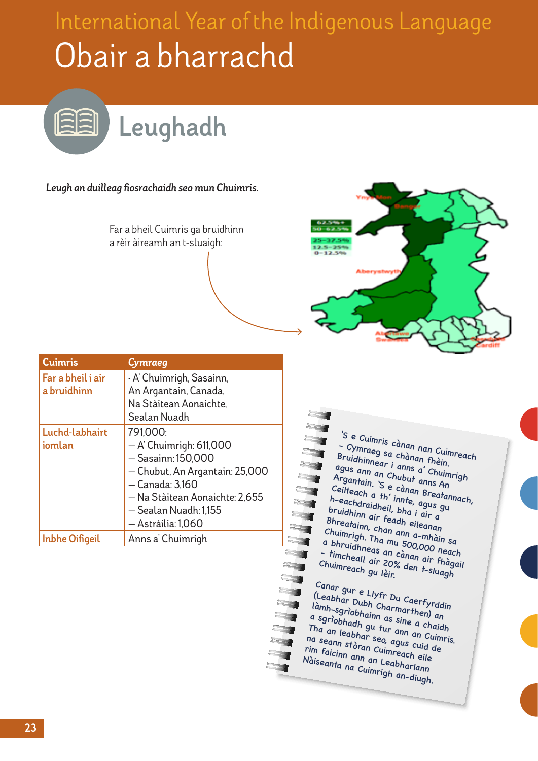# International Year of the Indigenous Language

# Obair a bharrachd

## Leughadh

***Leugh an duilleag fiosrachaidh seo mun Chuimris.***

Far a bheil Cuimris ga bruidhinn a rèir àireamh an t-sluaigh:

| Cuimris | *Cymraeg* |
|---|---|
| Far a bheil i air a bruidhinn | · A' Chuimrigh, Sasainn, An Argantain, Canada, Na Stàitean Aonaichte, Sealan Nuadh |
| Luchd-labhairt iomlan | 791,000:<br>– A' Chuimrigh: 611,000<br>– Sasainn: 150,000<br>– Chubut, An Argantain: 25,000<br>– Canada: 3,160<br>– Na Stàitean Aonaichte: 2,655<br>– Sealan Nuadh: 1,155<br>– Astràilia: 1,060 |
| Inbhe Oifigeil | Anns a' Chuimrigh |

'S e Cuimris cànan nan Cuimreach – Cymraeg sa chànan fhèin. Bruidhinnear i anns a' Chuimrigh agus ann an Chubut anns An Argantain. 'S e cànan Breatannach, Ceilteach a th' innte, agus gu h-eachdraidheil, bha i air a bruidhinn air feadh eilean Bhreatainn, chan ann a-mhàin sa Chuimrigh. Tha mu 500,000 neach a bhruidhneas an cànan air fhàgail – timcheall air 20% den t-sluagh Chuimreach gu lèir.

Canar gur e Llyfr Du Caerfyrddin (Leabhar Dubh Charmarthen) an làmh-sgrìobhainn as sine a chaidh a sgrìobhadh gu tur ann an Cuimris. Tha an leabhar seo, agus cuid de na seann stòran Cuimreach eile rim faicinn ann an Leabharlann Nàiseanta na Cuimrigh an-diugh.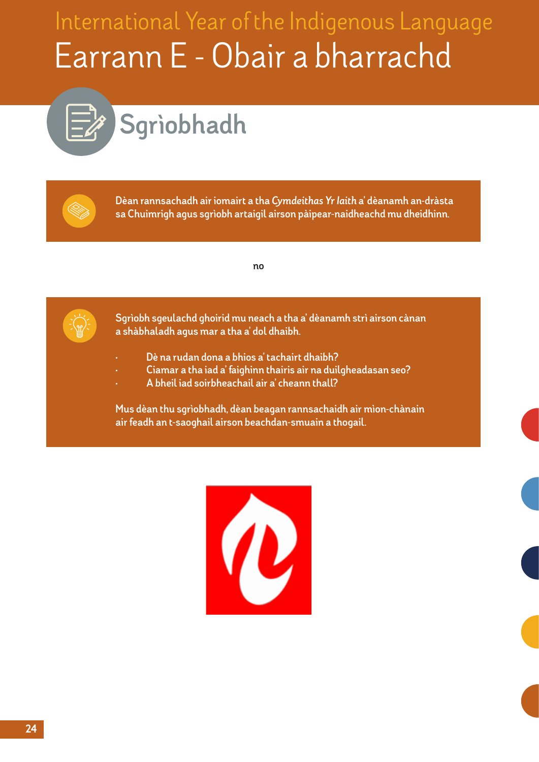International Year of the Indigenous Language

# Earrann E - Obair a bharrachd

## Sgrìobhadh

Dèan rannsachadh air iomairt a tha *Cymdeithas Yr Iaith* a' dèanamh an-dràsta sa Chuimrigh agus sgrìobh artaigil airson pàipear-naidheachd mu dheidhinn.

**no**

Sgrìobh sgeulachd ghoirid mu neach a tha a' dèanamh strì airson cànan a shàbhaladh agus mar a tha a' dol dhaibh.

- Dè na rudan dona a bhios a' tachairt dhaibh?
- Ciamar a tha iad a' faighinn thairis air na duilgheadasan seo?
- A bheil iad soirbheachail air a' cheann thall?

Mus dèan thu sgrìobhadh, dèan beagan rannsachaidh air mion-chànain air feadh an t-saoghail airson beachdan-smuain a thogail.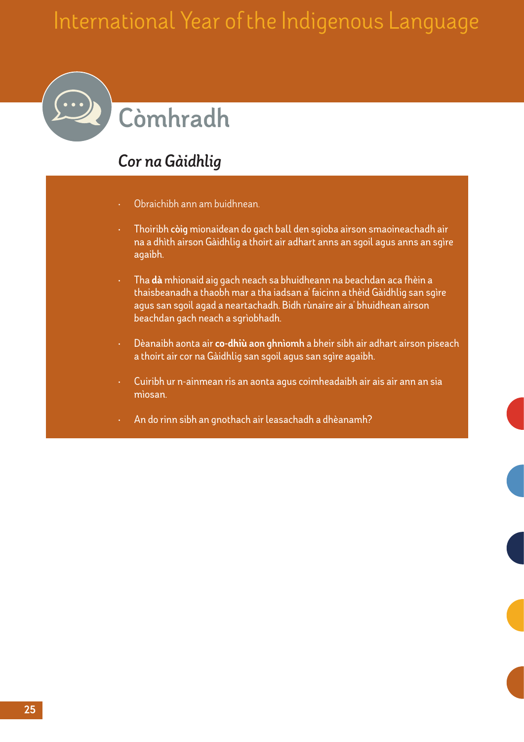## Còmhradh

### *Cor na Gàidhlig*

- Obraichibh ann am buidhnean.
- Thoiribh **còig** mionaidean do gach ball den sgioba airson smaoineachadh air na a dhìth airson Gàidhlig a thoirt air adhart anns an sgoil agus anns an sgìre agaibh.
- Tha **dà** mhionaid aig gach neach sa bhuidheann na beachdan aca fhèin a thaisbeanadh a thaobh mar a tha iadsan a' faicinn a thèid Gàidhlig san sgìre agus san sgoil agad a neartachadh. Bidh rùnaire air a' bhuidhean airson beachdan gach neach a sgrìobhadh.
- Dèanaibh aonta air **co-dhiù aon ghnìomh** a bheir sibh air adhart airson piseach a thoirt air cor na Gàidhlig san sgoil agus san sgìre agaibh.
- Cuiribh ur n-ainmean ris an aonta agus coimheadaibh air ais air ann an sia mìosan.
- An do rinn sibh an gnothach air leasachadh a dhèanamh?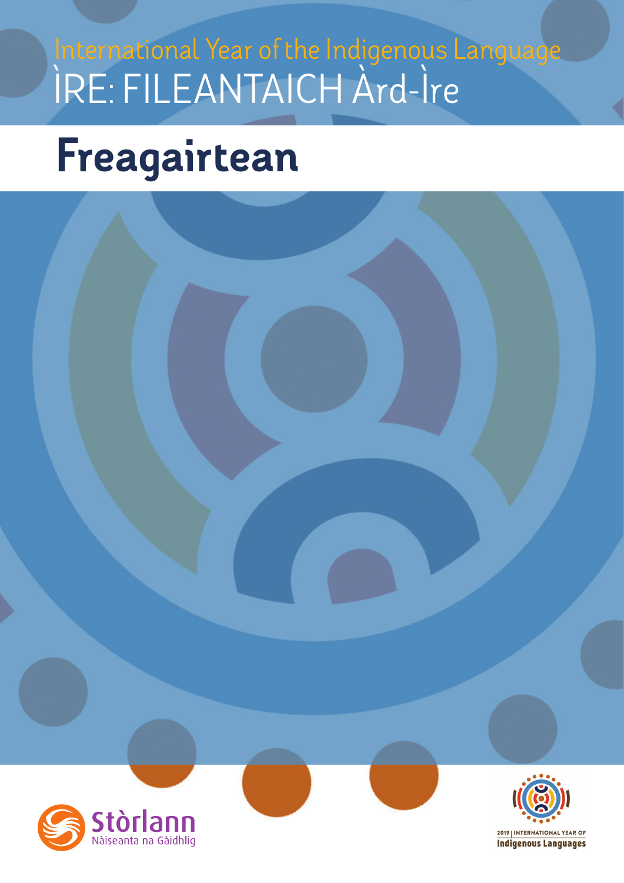International Year of the Indigenous Language

ÌRE: FILEANTAICH Àrd-Ìre

# Freagairtean

Stòrlann Nàiseanta na Gàidhlig

2019 | INTERNATIONAL YEAR OF Indigenous Languages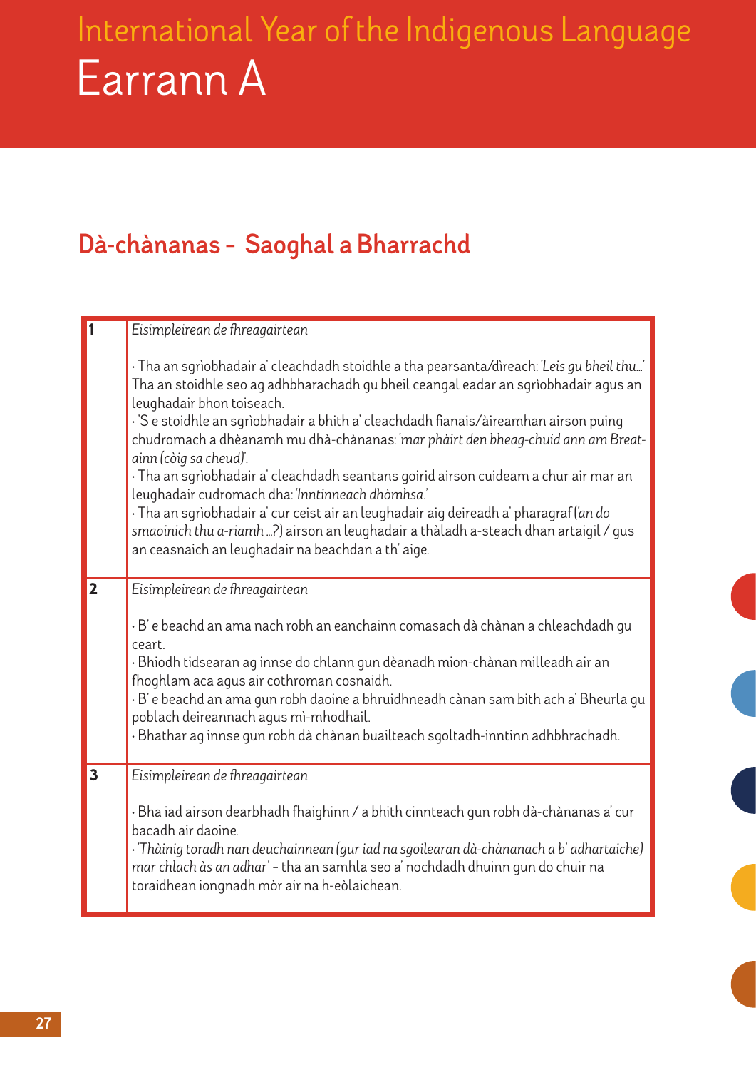# International Year of the Indigenous Language

# Earrann A

## Dà-chànanas - Saoghal a Bharrachd

| | |
|---|---|
| **1** | *Eisimpleirean de fhreagairtean*<br><br>· Tha an sgrìobhadair a' cleachdadh stoidhle a tha pearsanta/dìreach: *'Leis gu bheil thu...'* Tha an stoidhle seo ag adhbharachadh gu bheil ceangal eadar an sgrìobhadair agus an leughadair bhon toiseach.<br>· 'S e stoidhle an sgrìobhadair a bhith a' cleachdadh fianais/àireamhan airson puing chudromach a dhèanamh mu dhà-chànanas: *'mar phàirt den bheag-chuid ann am Breat-ainn (còig sa cheud)'.*<br>· Tha an sgrìobhadair a' cleachdadh seantans goirid airson cuideam a chur air mar an leughadair cudromach dha: *'Inntinneach dhòmhsa.'*<br>· Tha an sgrìobhadair a' cur ceist air an leughadair aig deireadh a' pharagraf (*'an do smaoinich thu a-riamh ...?'*) airson an leughadair a thàladh a-steach dhan artaigil / gus an ceasnaich an leughadair na beachdan a th' aige. |
| **2** | *Eisimpleirean de fhreagairtean*<br><br>· B' e beachd an ama nach robh an eanchainn comasach dà chànan a chleachdadh gu ceart.<br>· Bhiodh tidsearan ag innse do chlann gun dèanadh mion-chànan milleadh air an fhoghlam aca agus air cothroman cosnaidh.<br>· B' e beachd an ama gun robh daoine a bhruidhneadh cànan sam bith ach a' Bheurla gu poblach deireannach agus mì-mhodhail.<br>· Bhathar ag innse gun robh dà chànan buailteach sgoltadh-inntinn adhbhrachadh. |
| **3** | *Eisimpleirean de fhreagairtean*<br><br>· Bha iad airson dearbhadh fhaighinn / a bhith cinnteach gun robh dà-chànanas a' cur bacadh air daoine.<br>· *'Thàinig toradh nan deuchainnean (gur iad na sgoilearan dà-chànanach a b' adhartaiche) mar chlach às an adhar'* - tha an samhla seo a' nochdadh dhuinn gun do chuir na toraidhean iongnadh mòr air na h-eòlaichean. |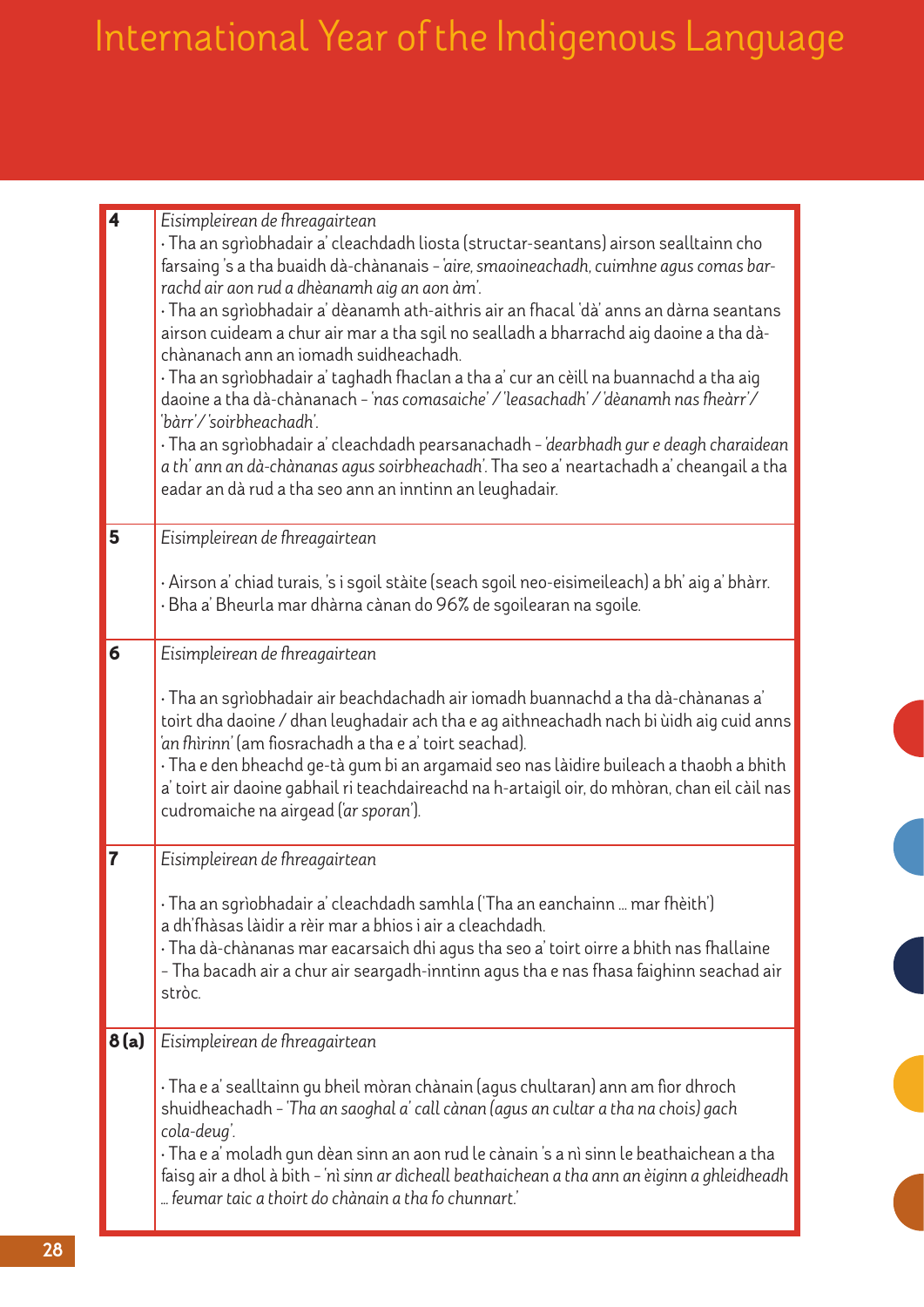| | |
|---|---|
| **4** | *Eisimpleirean de fhreagairtean*<br>· Tha an sgrìobhadair a' cleachdadh liosta (structar-seantans) airson sealltainn cho farsaing 's a tha buaidh dà-chànanais – *'aire, smaoineachadh, cuimhne agus comas bar-rachd air aon rud a dhèanamh aig an aon àm'*.<br>· Tha an sgrìobhadair a' dèanamh ath-aithris air an fhacal 'dà' anns an dàrna seantans airson cuideam a chur air mar a tha sgil no sealladh a bharrachd aig daoine a tha dà-chànanach ann an iomadh suidheachadh.<br>· Tha an sgrìobhadair a' taghadh fhaclan a tha a' cur an cèill na buannachd a tha aig daoine a tha dà-chànanach – *'nas comasaiche' / 'leasachadh' / 'dèanamh nas fheàrr' / 'bàrr' / 'soirbheachadh'*.<br>· Tha an sgrìobhadair a' cleachdadh pearsanachadh – *'dearbhadh gur e deagh charaidean a th' ann an dà-chànanas agus soirbheachadh'*. Tha seo a' neartachadh a' cheangail a tha eadar an dà rud a tha seo ann an inntinn an leughadair. |
| **5** | *Eisimpleirean de fhreagairtean*<br><br>· Airson a' chiad turais, 's i sgoil stàite (seach sgoil neo-eisimeileach) a bh' aig a' bhàrr.<br>· Bha a' Bheurla mar dhàrna cànan do 96% de sgoilearan na sgoile. |
| **6** | *Eisimpleirean de fhreagairtean*<br><br>· Tha an sgrìobhadair air beachdachadh air iomadh buannachd a tha dà-chànanas a' toirt dha daoine / dhan leughadair ach tha e ag aithneachadh nach bi ùidh aig cuid anns *'an fhìrinn'* (am fiosrachadh a tha e a' toirt seachad).<br>· Tha e den bheachd ge-tà gum bi an argamaid seo nas làidire buileach a thaobh a bhith a' toirt air daoine gabhail ri teachdaireachd na h-artaigil oir, do mhòran, chan eil càil nas cudromaiche na airgead (*ar sporan'*). |
| **7** | *Eisimpleirean de fhreagairtean*<br><br>· Tha an sgrìobhadair a' cleachdadh samhla ('Tha an eanchainn … mar fhèith') a dh'fhàsas làidir a rèir mar a bhios i air a cleachdadh.<br>· Tha dà-chànanas mar eacarsaich dhi agus tha seo a' toirt oirre a bhith nas fhallaine – Tha bacadh air a chur air seargadh-inntinn agus tha e nas fhasa faighinn seachad air stròc. |
| **8 (a)** | *Eisimpleirean de fhreagairtean*<br><br>· Tha e a' sealltainn gu bheil mòran chànain (agus chultaran) ann am fìor dhroch shuidheachadh – *'Tha an saoghal a' call cànan (agus an cultar a tha na chois) gach cola-deug'*.<br>· Tha e a' moladh gun dèan sinn an aon rud le cànain 's a nì sinn le beathaichean a tha faisg air a dhol à bith – *'nì sinn ar dìcheall beathaichean a tha ann an èiginn a ghleidheadh … feumar taic a thoirt do chànain a tha fo chunnart.'* |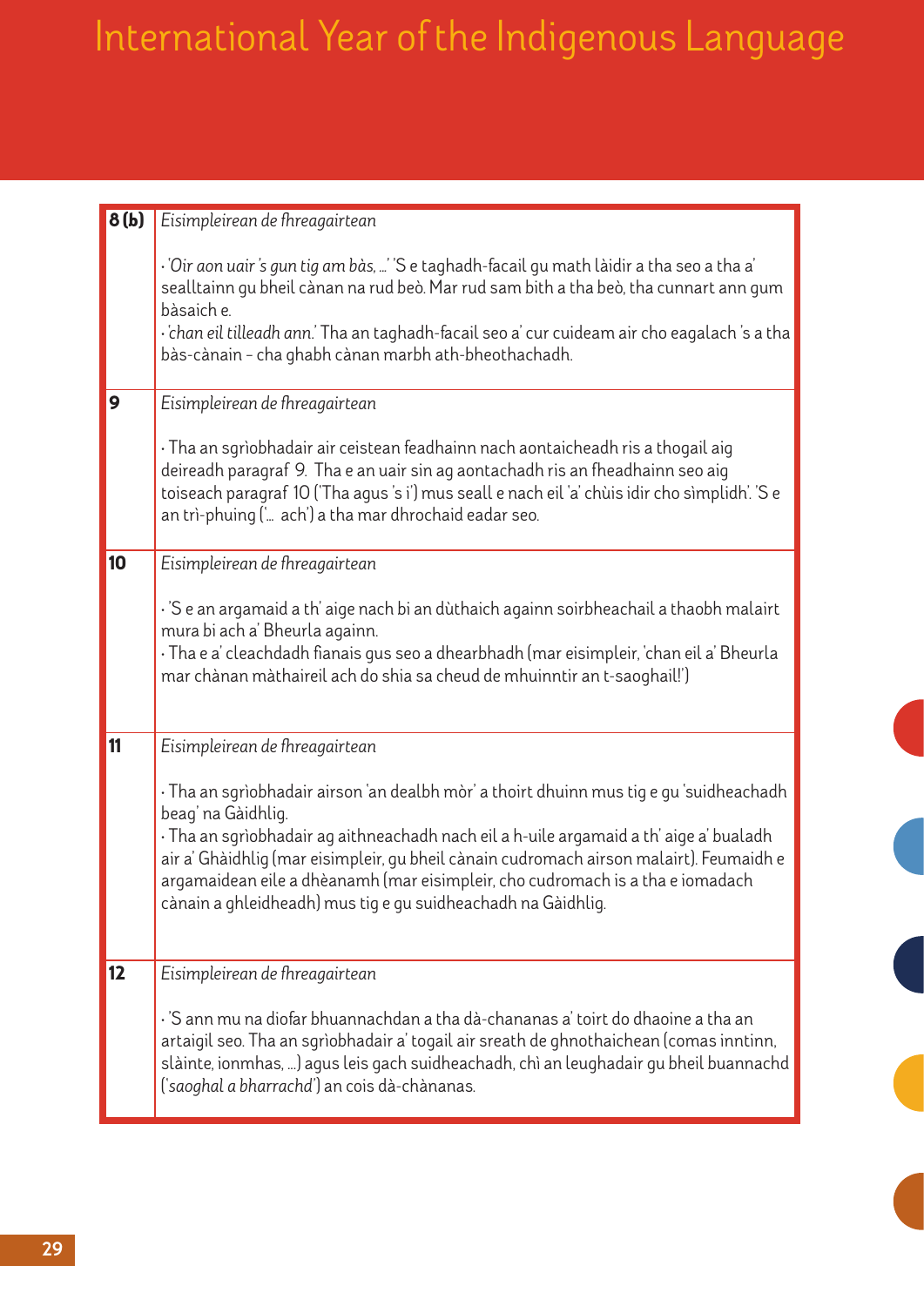| | |
|---|---|
| **8 (b)** | *Eisimpleirean de fhreagairtean*<br><br>· '*Oir aon uair 's gun tig am bàs, ...*' 'S e taghadh-facail gu math làidir a tha seo a tha a' sealltainn gu bheil cànan na rud beò. Mar rud sam bith a tha beò, tha cunnart ann gum bàsaich e.<br>· '*chan eil tilleadh ann.*' Tha an taghadh-facail seo a' cur cuideam air cho eagalach 's a tha bàs-cànain – cha ghabh cànan marbh ath-bheothachadh. |
| **9** | *Eisimpleirean de fhreagairtean*<br><br>· Tha an sgrìobhadair air ceistean feadhainn nach aontaicheadh ris a thogail aig deireadh paragraf 9. Tha e an uair sin ag aontachadh ris an fheadhainn seo aig toiseach paragraf 10 ('Tha agus 's i') mus seall e nach eil 'a' chùis idir cho sìmplidh'. 'S e an trì-phuing ('... ach') a tha mar dhrochaid eadar seo. |
| **10** | *Eisimpleirean de fhreagairtean*<br><br>· 'S e an argamaid a th' aige nach bi an dùthaich againn soirbheachail a thaobh malairt mura bi ach a' Bheurla againn.<br>· Tha e a' cleachdadh fianais gus seo a dhearbhadh (mar eisimpleir, 'chan eil a' Bheurla mar chànan màthaireil ach do shia sa cheud de mhuinntir an t-saoghail!') |
| **11** | *Eisimpleirean de fhreagairtean*<br><br>· Tha an sgrìobhadair airson 'an dealbh mòr' a thoirt dhuinn mus tig e gu 'suidheachadh beag' na Gàidhlig.<br>· Tha an sgrìobhadair ag aithneachadh nach eil a h-uile argamaid a th' aige a' bualadh air a' Ghàidhlig (mar eisimpleir, gu bheil cànain cudromach airson malairt). Feumaidh e argamaidean eile a dhèanamh (mar eisimpleir, cho cudromach is a tha e iomadach cànain a ghleidheadh) mus tig e gu suidheachadh na Gàidhlig. |
| **12** | *Eisimpleirean de fhreagairtean*<br><br>· 'S ann mu na diofar bhuannachdan a tha dà-chananas a' toirt do dhaoine a tha an artaigil seo. Tha an sgrìobhadair a' togail air sreath de ghnothaichean (comas inntinn, slàinte, ionmhas, ...) agus leis gach suidheachadh, chì an leughadair gu bheil buannachd ('*saoghal a bharrachd*') an cois dà-chànanas. |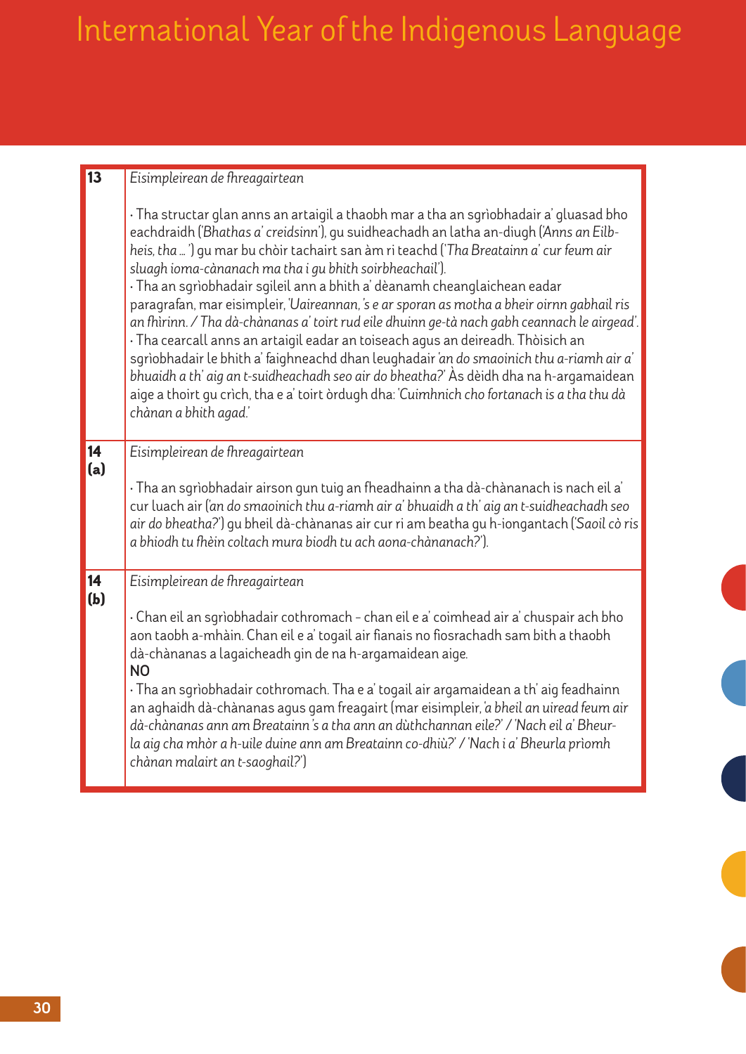# International Year of the Indigenous Language

| | |
|---|---|
| **13** | *Eisimpleirean de fhreagairtean*<br><br>· Tha structar glan anns an artaigil a thaobh mar a tha an sgrìobhadair a' gluasad bho eachdraidh ('*Bhathas a' creidsinn*'), gu suidheachadh an latha an-diugh ('*Anns an Eilbheis, tha … '*) gu mar bu chòir tachairt san àm ri teachd ('*Tha Breatainn a' cur feum air sluagh ioma-cànanach ma tha i gu bhith soirbheachail*').<br>· Tha an sgrìobhadair sgileil ann a bhith a' dèanamh cheanglaichean eadar paragrafan, mar eisimpleir, '*Uaireannan, 's e ar sporan as motha a bheir oirnn gabhail ris an fhìrinn. / Tha dà-chànanas a' toirt rud eile dhuinn ge-tà nach gabh ceannach le airgead*'.<br>· Tha cearcall anns an artaigil eadar an toiseach agus an deireadh. Thòisich an sgrìobhadair le bhith a' faighneachd dhan leughadair '*an do smaoinich thu a-riamh air a' bhuaidh a th' aig an t-suidheachadh seo air do bheatha?*' Às dèidh dha na h-argamaidean aige a thoirt gu crìch, tha e a' toirt òrdugh dha: '*Cuimhnich cho fortanach is a tha thu dà chànan a bhith agad.*' |
| **14 (a)** | *Eisimpleirean de fhreagairtean*<br><br>· Tha an sgrìobhadair airson gun tuig an fheadhainn a tha dà-chànanach is nach eil a' cur luach air ('*an do smaoinich thu a-riamh air a' bhuaidh a th' aig an t-suidheachadh seo air do bheatha?*') gu bheil dà-chànanas air cur ri am beatha gu h-iongantach ('*Saoil cò ris a bhiodh tu fhèin coltach mura biodh tu ach aona-chànanach?*'). |
| **14 (b)** | *Eisimpleirean de fhreagairtean*<br><br>· Chan eil an sgrìobhadair cothromach – chan eil e a' coimhead air a' chuspair ach bho aon taobh a-mhàin. Chan eil e a' togail air fianais no fiosrachadh sam bith a thaobh dà-chànanas a lagaicheadh gin de na h-argamaidean aige.<br>**NO**<br>· Tha an sgrìobhadair cothromach. Tha e a' togail air argamaidean a th' aig feadhainn an aghaidh dà-chànanas agus gam freagairt (mar eisimpleir, '*a bheil an uiread feum air dà-chànanas ann am Breatainn 's a tha ann an dùthchannan eile?*' / '*Nach eil a' Bheurla aig cha mhòr a h-uile duine ann am Breatainn co-dhiù?*' / '*Nach i a' Bheurla prìomh chànan malairt an t-saoghail?*') |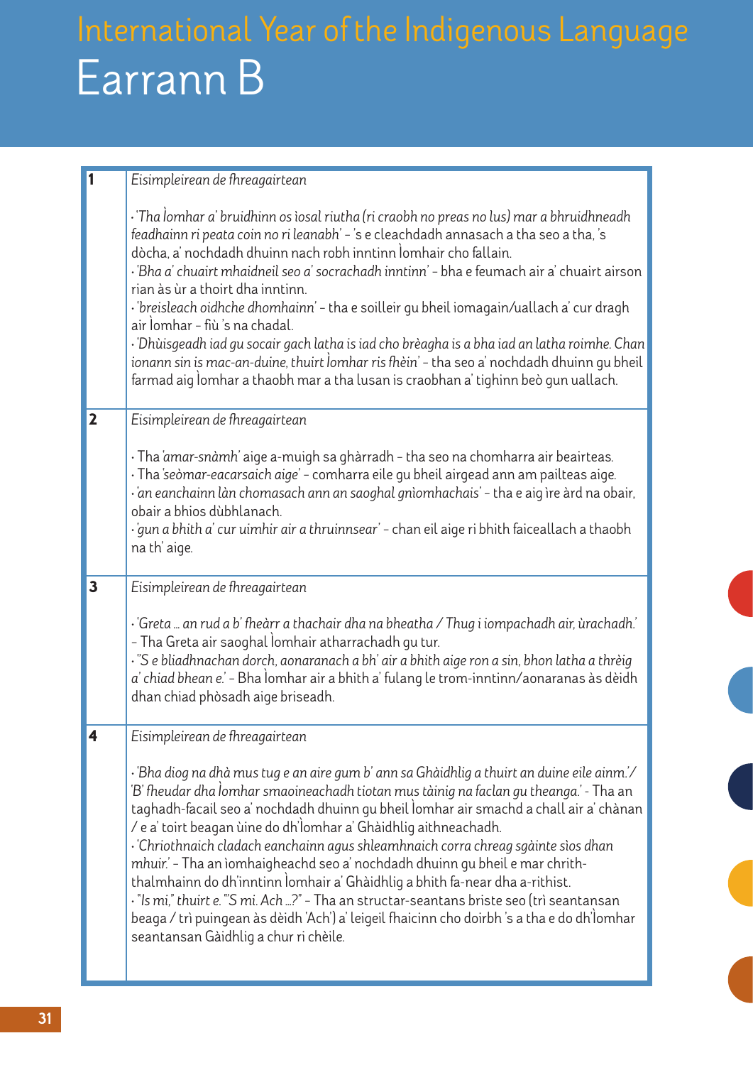# International Year of the Indigenous Language
## Earrann B

| | |
|---|---|
| **1** | *Eisimpleirean de fhreagairtean*<br><br>· *'Tha Ìomhar a' bruidhinn os ìosal riutha (ri craobh no preas no lus) mar a bhruidhneadh feadhainn ri peata coin no ri leanabh'* – 's e cleachdadh annasach a tha seo a tha, 's dòcha, a' nochdadh dhuinn nach robh inntinn Ìomhair cho fallain.<br>· *'Bha a' chuairt mhaidneil seo a' socrachadh inntinn'* – bha e feumach air a' chuairt airson rian às ùr a thoirt dha inntinn.<br>· *'breisleach oidhche dhomhainn'* – tha e soilleir gu bheil iomagain/uallach a' cur dragh air Ìomhar – fiù 's na chadal.<br>· *'Dhùisgeadh iad gu socair gach latha is iad cho brèagha is a bha iad an latha roimhe. Chan ionann sin is mac-an-duine, thuirt Ìomhar ris fhèin'* – tha seo a' nochdadh dhuinn gu bheil farmad aig Ìomhar a thaobh mar a tha lusan is craobhan a' tighinn beò gun uallach. |
| **2** | *Eisimpleirean de fhreagairtean*<br><br>· Tha *'amar-snàmh'* aige a-muigh sa ghàrradh – tha seo na chomharra air beairteas.<br>· Tha *'seòmar-eacarsaich aige'* – comharra eile gu bheil airgead ann am pailteas aige.<br>· *'an eanchainn làn chomasach ann an saoghal gnìomhachais'* – tha e aig ìre àrd na obair, obair a bhios dùbhlanach.<br>· *'gun a bhith a' cur uimhir air a thruinnsear'* – chan eil aige ri bhith faiceallach a thaobh na th' aige. |
| **3** | *Eisimpleirean de fhreagairtean*<br><br>· *'Greta … an rud a b' fheàrr a thachair dha na bheatha / Thug i iompachadh air, ùrachadh.'* – Tha Greta air saoghal Ìomhair atharrachadh gu tur.<br>· *"S e bliadhnachan dorch, aonaranach a bh' air a bhith aige ron a sin, bhon latha a thrèig a' chiad bhean e.'* – Bha Ìomhar air a bhith a' fulang le trom-inntinn/aonaranas às dèidh dhan chiad phòsadh aige briseadh. |
| **4** | *Eisimpleirean de fhreagairtean*<br><br>· *'Bha diog na dhà mus tug e an aire gum b' ann sa Ghàidhlig a thuirt an duine eile ainm.'/ 'B' fheudar dha Ìomhar smaoineachadh tiotan mus tàinig na faclan gu theanga.'* – Tha an taghadh-facail seo a' nochdadh dhuinn gu bheil Ìomhar air smachd a chall air a' chànan / e a' toirt beagan ùine do dh'Ìomhar a' Ghàidhlig aithneachadh.<br>· *'Chriothnaich cladach eanchainn agus shleamhnaich corra chreag sgàinte sìos dhan mhuir.'* – Tha an ìomhaigheachd seo a' nochdadh dhuinn gu bheil e mar chrith-thalmhainn do dh'inntinn Ìomhair a' Ghàidhlig a bhith fa-near dha a-rithist.<br>· *"Is mi," thuirt e. "S mi. Ach …?"* – Tha an structar-seantans briste seo (trì seantansan beaga / trì puingean às dèidh 'Ach') a' leigeil fhaicinn cho doirbh 's a tha e do dh'Ìomhar seantansan Gàidhlig a chur ri chèile. |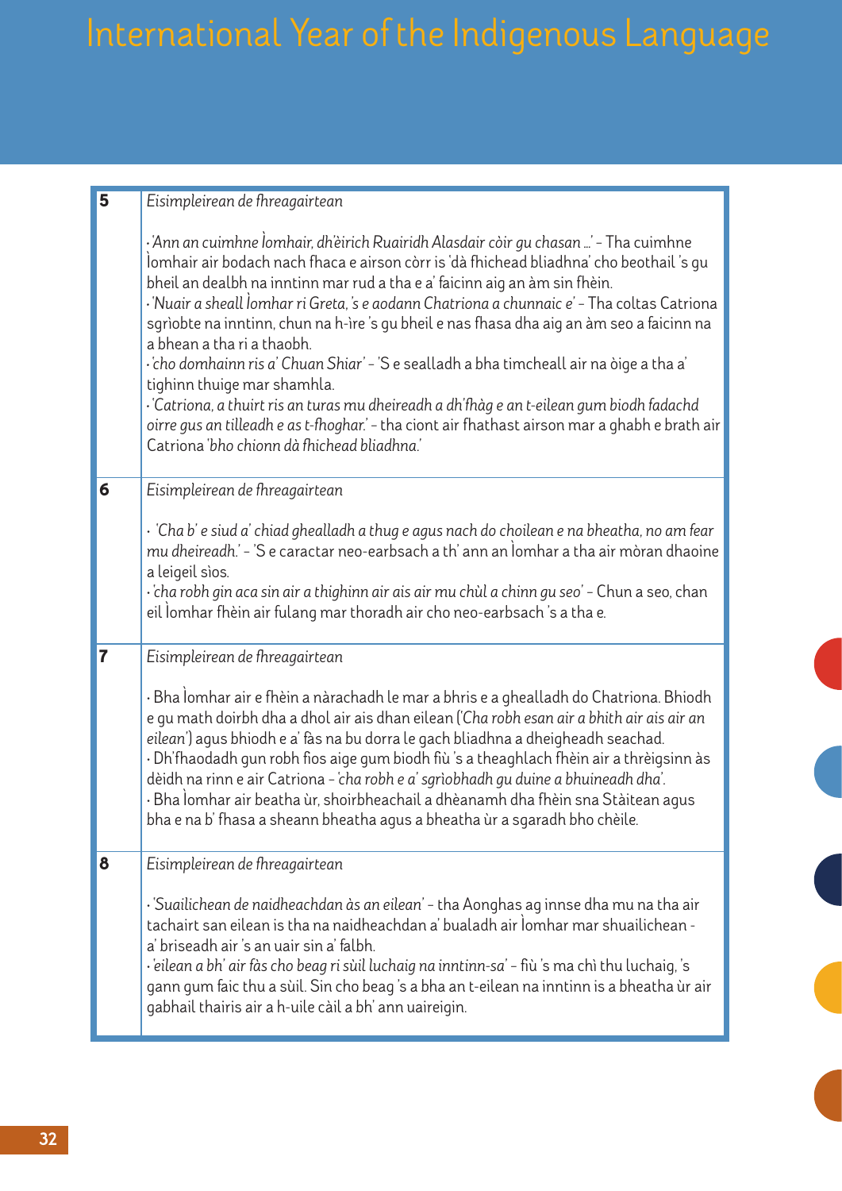# International Year of the Indigenous Language

| | |
|---|---|
| **5** | *Eisimpleirean de fhreagairtean*<br><br>· *'Ann an cuimhne Ìomhair, dh'èirich Ruairidh Alasdair còir gu chasan ...'* – Tha cuimhne Ìomhair air bodach nach fhaca e airson còrr is 'dà fhichead bliadhna' cho beothail 's gu bheil an dealbh na inntinn mar rud a tha e a' faicinn aig an àm sin fhèin.<br>· *'Nuair a sheall Ìomhar ri Greta, 's e aodann Chatriona a chunnaic e'* – Tha coltas Catriona sgrìobte na inntinn, chun na h-ìre 's gu bheil e nas fhasa dha aig an àm seo a faicinn na a bhean a tha ri a thaobh.<br>· *'cho domhainn ris a' Chuan Shiar'* – 'S e sealladh a bha timcheall air na òige a tha a' tighinn thuige mar shamhla.<br>· *'Catriona, a thuirt ris an turas mu dheireadh a dh'fhàg e an t-eilean gum biodh fadachd oirre gus an tilleadh e as t-fhoghar.'* – tha ciont air fhathast airson mar a ghabh e brath air Catriona *'bho chionn dà fhichead bliadhna.'* |
| **6** | *Eisimpleirean de fhreagairtean*<br><br>· *'Cha b' e siud a' chiad ghealladh a thug e agus nach do choilean e na bheatha, no am fear mu dheireadh.'* – 'S e caractar neo-earbsach a th' ann an Ìomhar a tha air mòran dhaoine a leigeil sìos.<br>· *'cha robh gin aca sin air a thighinn air ais air mu chùl a chinn gu seo'* – Chun a seo, chan eil Ìomhar fhèin air fulang mar thoradh air cho neo-earbsach 's a tha e. |
| **7** | *Eisimpleirean de fhreagairtean*<br><br>· Bha Ìomhar air e fhèin a nàrachadh le mar a bhris e a ghealladh do Chatriona. Bhiodh e gu math doirbh dha a dhol air ais dhan eilean (*'Cha robh esan air a bhith air ais air an eilean'*) agus bhiodh e a' fàs na bu dorra le gach bliadhna a dheigheadh seachad.<br>· Dh'fhaodadh gun robh fios aige gum biodh fiù 's a theaghlach fhèin air a thrèigsinn às dèidh na rinn e air Catriona - *'cha robh e a' sgrìobhadh gu duine a bhuineadh dha'*.<br>· Bha Ìomhar air beatha ùr, shoirbheachail a dhèanamh dha fhèin sna Stàitean agus bha e na b' fhasa a sheann bheatha agus a bheatha ùr a sgaradh bho chèile. |
| **8** | *Eisimpleirean de fhreagairtean*<br><br>· *'Suailichean de naidheachdan às an eilean'* – tha Aonghas ag innse dha mu na tha air tachairt san eilean is tha na naidheachdan a' bualadh air Ìomhar mar shuailichean - a' briseadh air 's an uair sin a' falbh.<br>· *'eilean a bh' air fàs cho beag ri sùil luchaig na inntinn-sa'* – fiù 's ma chì thu luchaig, 's gann gum faic thu a sùil. Sin cho beag 's a bha an t-eilean na inntinn is a bheatha ùr air gabhail thairis air a h-uile càil a bh' ann uaireigin. |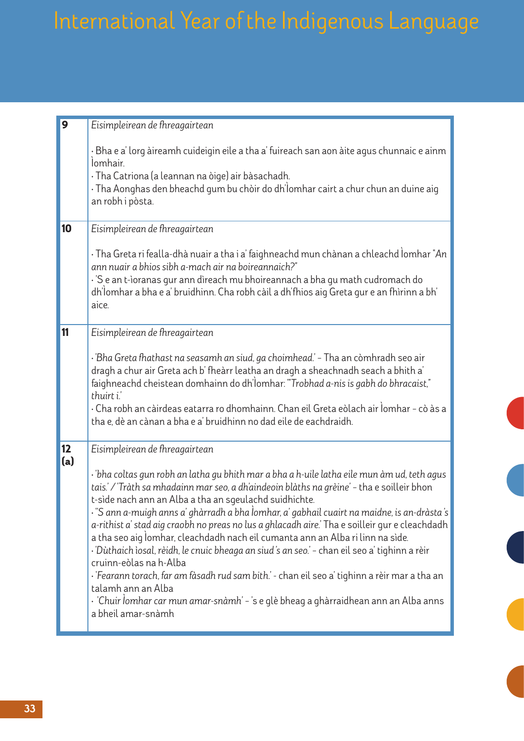# International Year of the Indigenous Language

| | |
|---|---|
| **9** | *Eisimpleirean de fhreagairtean*<br><br>· Bha e a' lorg àireamh cuideigin eile a tha a' fuireach san aon àite agus chunnaic e ainm Ìomhair.<br>· Tha Catriona (a leannan na òige) air bàsachadh.<br>· Tha Aonghas den bheachd gum bu chòir do dh'Ìomhar cairt a chur chun an duine aig an robh i pòsta. |
| **10** | *Eisimpleirean de fhreagairtean*<br><br>· Tha Greta ri fealla-dhà nuair a tha i a' faighneachd mun chànan a chleachd Ìomhar *"An ann nuair a bhios sibh a-mach air na boireannaich?"*<br>· 'S e an t-ìoranas gur ann dìreach mu bhoireannach a bha gu math cudromach do dh'Ìomhar a bha e a' bruidhinn. Cha robh càil a dh'fhios aig Greta gur e an fhìrinn a bh' aice. |
| **11** | *Eisimpleirean de fhreagairtean*<br><br>· *'Bha Greta fhathast na seasamh an siud, ga choimhead.'* - Tha an còmhradh seo air dragh a chur air Greta ach b' fheàrr leatha an dragh a sheachnadh seach a bhith a' faighneachd cheistean domhainn do dh'Ìomhar: *"'Trobhad a-nis is gabh do bhracaist," thuirt i.'*<br>· Cha robh an càirdeas eatarra ro dhomhainn. Chan eil Greta eòlach air Ìomhar - cò às a tha e, dè an cànan a bha e a' bruidhinn no dad eile de eachdraidh. |
| **12 (a)** | *Eisimpleirean de fhreagairtean*<br><br>· *'bha coltas gun robh an latha gu bhith mar a bha a h-uile latha eile mun àm ud, teth agus tais.' / 'Tràth sa mhadainn mar seo, a dh'aindeoin blàths na grèine'* - tha e soilleir bhon t-sìde nach ann an Alba a tha an sgeulachd suidhichte.<br>· *"S ann a-muigh anns a' ghàrradh a bha Ìomhar, a' gabhail cuairt na maidne, is an-dràsta 's a-rithist a' stad aig craobh no preas no lus a ghlacadh aire.'* Tha e soilleir gur e cleachdadh a tha seo aig Ìomhar, cleachdadh nach eil cumanta ann an Alba ri linn na sìde.<br>· *'Dùthaich ìosal, rèidh, le cnuic bheaga an siud 's an seo.'* - chan eil seo a' tighinn a rèir cruinn-eòlas na h-Alba<br>· *'Fearann torach, far am fàsadh rud sam bith.'* - chan eil seo a' tighinn a rèir mar a tha an talamh ann an Alba<br>· *'Chuir Ìomhar car mun amar-snàmh'* - 's e glè bheag a ghàrraidhean ann an Alba anns a bheil amar-snàmh |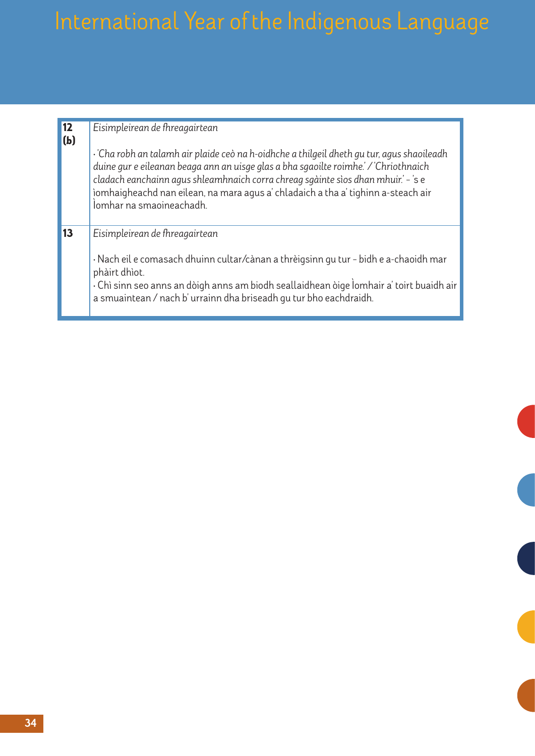| | |
|---|---|
| **12 (b)** | *Eisimpleirean de fhreagairtean*<br><br>· *'Cha robh an talamh air plaide ceò na h-oidhche a thilgeil dheth gu tur, agus shaoileadh duine gur e eileanan beaga ann an uisge glas a bha sgaoilte roimhe.' / 'Chriothnaich cladach eanchainn agus shleamhnaich corra chreag sgàinte sìos dhan mhuir.'* – 's e ìomhaigheachd nan eilean, na mara agus a' chladaich a tha a' tighinn a-steach air Ìomhar na smaoineachadh. |
| **13** | *Eisimpleirean de fhreagairtean*<br><br>· Nach eil e comasach dhuinn cultar/cànan a thrèigsinn gu tur – bidh e a-chaoidh mar phàirt dhìot.<br>· Chì sinn seo anns an dòigh anns am biodh seallaidhean òige Ìomhair a' toirt buaidh air a smuaintean / nach b' urrainn dha briseadh gu tur bho eachdraidh. |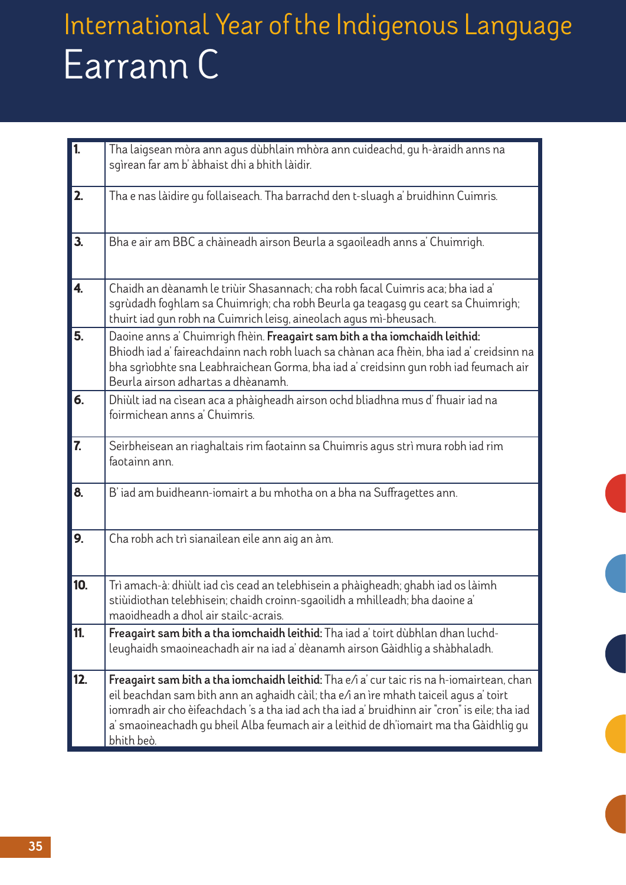# International Year of the Indigenous Language

## Earrann C

| | |
|---|---|
| **1.** | Tha laigsean mòra ann agus dùbhlain mhòra ann cuideachd, gu h-àraidh anns na sgìrean far am b' àbhaist dhi a bhith làidir. |
| **2.** | Tha e nas làidire gu follaiseach. Tha barrachd den t-sluagh a' bruidhinn Cuimris. |
| **3.** | Bha e air am BBC a chàineadh airson Beurla a sgaoileadh anns a' Chuimrigh. |
| **4.** | Chaidh an dèanamh le triùir Shasannach; cha robh facal Cuimris aca; bha iad a' sgrùdadh foghlam sa Chuimrigh; cha robh Beurla ga teagasg gu ceart sa Chuimrigh; thuirt iad gun robh na Cuimrich leisg, aineolach agus mì-bheusach. |
| **5.** | Daoine anns a' Chuimrigh fhèin. **Freagairt sam bith a tha iomchaidh leithid:** Bhiodh iad a' faireachdainn nach robh luach sa chànan aca fhèin, bha iad a' creidsinn na bha sgrìobhte sna Leabhraichean Gorma, bha iad a' creidsinn gun robh iad feumach air Beurla airson adhartas a dhèanamh. |
| **6.** | Dhiùlt iad na cìsean aca a phàigheadh airson ochd bliadhna mus d' fhuair iad na foirmichean anns a' Chuimris. |
| **7.** | Seirbheisean an riaghaltais rim faotainn sa Chuimris agus strì mura robh iad rim faotainn ann. |
| **8.** | B' iad am buidheann-iomairt a bu mhotha on a bha na Suffragettes ann. |
| **9.** | Cha robh ach trì sianailean eile ann aig an àm. |
| **10.** | Trì amach-à: dhiùlt iad cìs cead an telebhisein a phàigheadh; ghabh iad os làimh stiùidiothan telebhisein; chaidh croinn-sgaoilidh a mhilleadh; bha daoine a' maoidheadh a dhol air stailc-acrais. |
| **11.** | **Freagairt sam bith a tha iomchaidh leithid:** Tha iad a' toirt dùbhlan dhan luchd-leughaidh smaoineachadh air na iad a' dèanamh airson Gàidhlig a shàbhaladh. |
| **12.** | **Freagairt sam bith a tha iomchaidh leithid:** Tha e/i a' cur taic ris na h-iomairtean, chan eil beachdan sam bith ann an aghaidh càil; tha e/i an ìre mhath taiceil agus a' toirt iomradh air cho èifeachdach 's a tha iad ach tha iad a' bruidhinn air "cron" is eile; tha iad a' smaoineachadh gu bheil Alba feumach air a leithid de dh'iomairt ma tha Gàidhlig gu bhith beò. |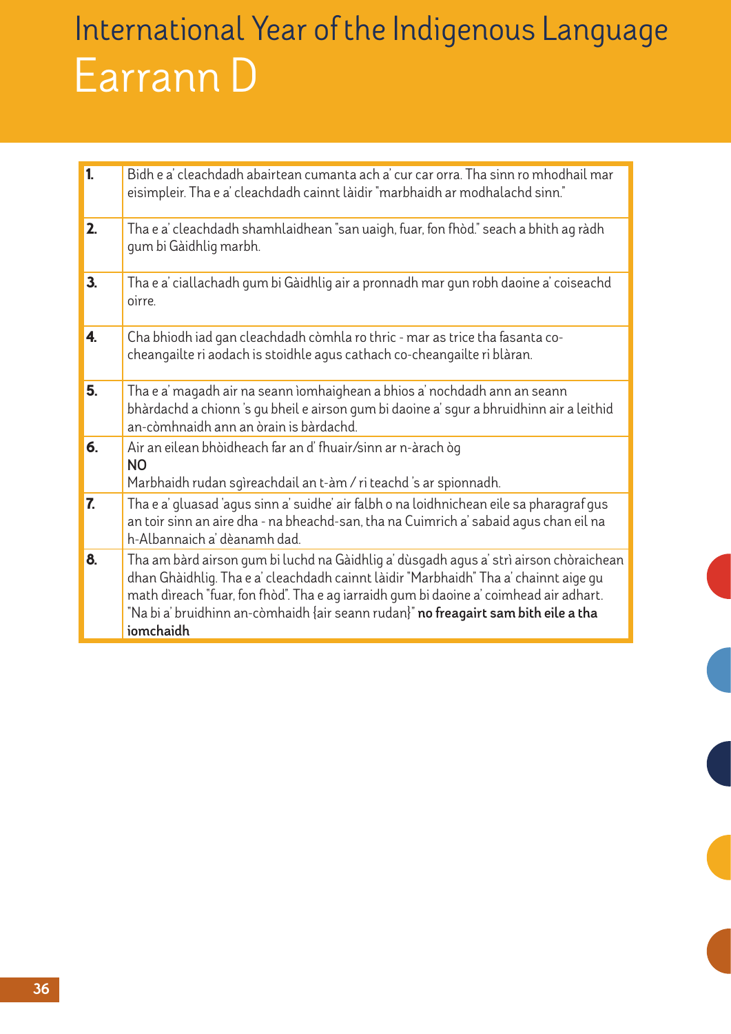# International Year of the Indigenous Language
# Earrann D

| | |
|---|---|
| **1.** | Bidh e a' cleachdadh abairtean cumanta ach a' cur car orra. Tha sinn ro mhodhail mar eisimpleir. Tha e a' cleachdadh cainnt làidir "marbhaidh ar modhalachd sinn." |
| **2.** | Tha e a' cleachdadh shamhlaidhean "san uaigh, fuar, fon fhòd." seach a bhith ag ràdh gum bi Gàidhlig marbh. |
| **3.** | Tha e a' ciallachadh gum bi Gàidhlig air a pronnadh mar gun robh daoine a' coiseachd oirre. |
| **4.** | Cha bhiodh iad gan cleachdadh còmhla ro thric - mar as trice tha fasanta co-cheangailte ri aodach is stoidhle agus cathach co-cheangailte ri blàran. |
| **5.** | Tha e a' magadh air na seann ìomhaighean a bhios a' nochdadh ann an seann bhàrdachd a chionn 's gu bheil e airson gum bi daoine a' sgur a bhruidhinn air a leithid an-còmhnaidh ann an òrain is bàrdachd. |
| **6.** | Air an eilean bhòidheach far an d' fhuair/sinn ar n-àrach òg<br>**NO**<br>Marbhaidh rudan sgìreachdail an t-àm / ri teachd 's ar spionnadh. |
| **7.** | Tha e a' gluasad 'agus sinn a' suidhe' air falbh o na loidhnichean eile sa pharagraf gus an toir sinn an aire dha - na bheachd-san, tha na Cuimrich a' sabaid agus chan eil na h-Albannaich a' dèanamh dad. |
| **8.** | Tha am bàrd airson gum bi luchd na Gàidhlig a' dùsgadh agus a' strì airson chòraichean dhan Ghàidhlig. Tha e a' cleachdadh cainnt làidir "Marbhaidh" Tha a' chainnt aige gu math dìreach "fuar, fon fhòd". Tha e ag iarraidh gum bi daoine a' coimhead air adhart. "Na bi a' bruidhinn an-còmhaidh {air seann rudan}" **no freagairt sam bith eile a tha iomchaidh** |